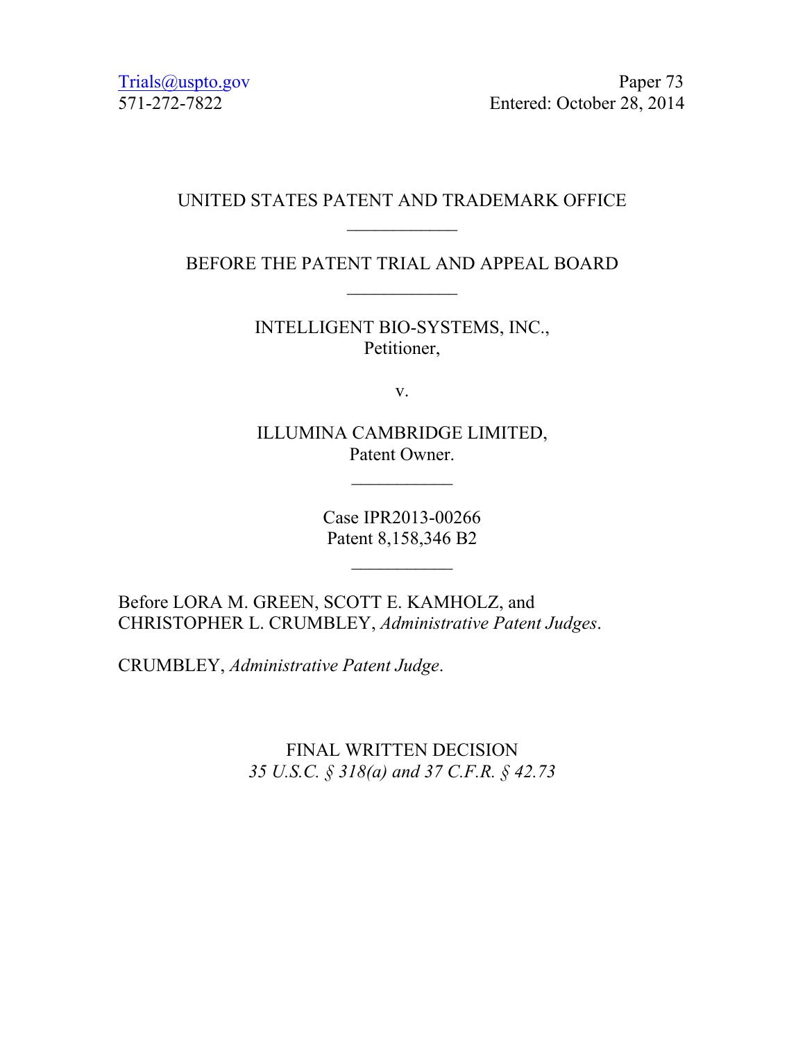Trials@uspto.gov
571-272-7822

Paper 73
Entered: October 28, 2014

UNITED STATES PATENT AND TRADEMARK OFFICE

---

BEFORE THE PATENT TRIAL AND APPEAL BOARD

---

INTELLIGENT BIO-SYSTEMS, INC.,
Petitioner,

v.

ILLUMINA CAMBRIDGE LIMITED,
Patent Owner.

---

Case IPR2013-00266
Patent 8,158,346 B2

---

Before LORA M. GREEN, SCOTT E. KAMHOLZ, and CHRISTOPHER L. CRUMBLEY, *Administrative Patent Judges*.

CRUMBLEY, *Administrative Patent Judge*.

FINAL WRITTEN DECISION
*35 U.S.C. § 318(a) and 37 C.F.R. § 42.73*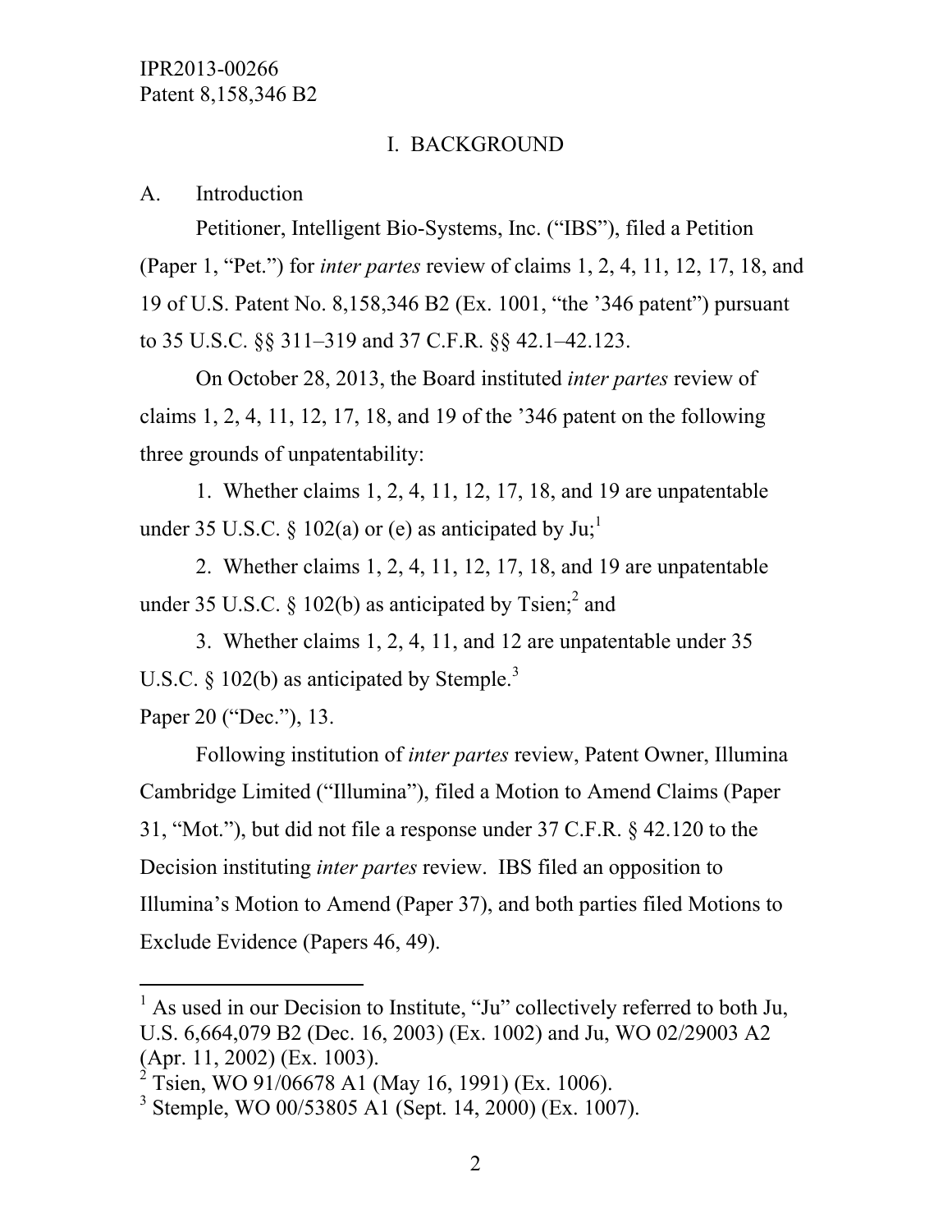## I. BACKGROUND

### A. Introduction

Petitioner, Intelligent Bio-Systems, Inc. ("IBS"), filed a Petition (Paper 1, "Pet.") for *inter partes* review of claims 1, 2, 4, 11, 12, 17, 18, and 19 of U.S. Patent No. 8,158,346 B2 (Ex. 1001, "the '346 patent") pursuant to 35 U.S.C. §§ 311–319 and 37 C.F.R. §§ 42.1–42.123.

On October 28, 2013, the Board instituted *inter partes* review of claims 1, 2, 4, 11, 12, 17, 18, and 19 of the '346 patent on the following three grounds of unpatentability:

1. Whether claims 1, 2, 4, 11, 12, 17, 18, and 19 are unpatentable under 35 U.S.C. § 102(a) or (e) as anticipated by Ju;[1]

2. Whether claims 1, 2, 4, 11, 12, 17, 18, and 19 are unpatentable under 35 U.S.C. § 102(b) as anticipated by Tsien;[2] and

3. Whether claims 1, 2, 4, 11, and 12 are unpatentable under 35 U.S.C. § 102(b) as anticipated by Stemple.[3]

Paper 20 ("Dec."), 13.

Following institution of *inter partes* review, Patent Owner, Illumina Cambridge Limited ("Illumina"), filed a Motion to Amend Claims (Paper 31, "Mot."), but did not file a response under 37 C.F.R. § 42.120 to the Decision instituting *inter partes* review. IBS filed an opposition to Illumina's Motion to Amend (Paper 37), and both parties filed Motions to Exclude Evidence (Papers 46, 49).

---

[1] As used in our Decision to Institute, "Ju" collectively referred to both Ju, U.S. 6,664,079 B2 (Dec. 16, 2003) (Ex. 1002) and Ju, WO 02/29003 A2 (Apr. 11, 2002) (Ex. 1003).

[2] Tsien, WO 91/06678 A1 (May 16, 1991) (Ex. 1006).

[3] Stemple, WO 00/53805 A1 (Sept. 14, 2000) (Ex. 1007).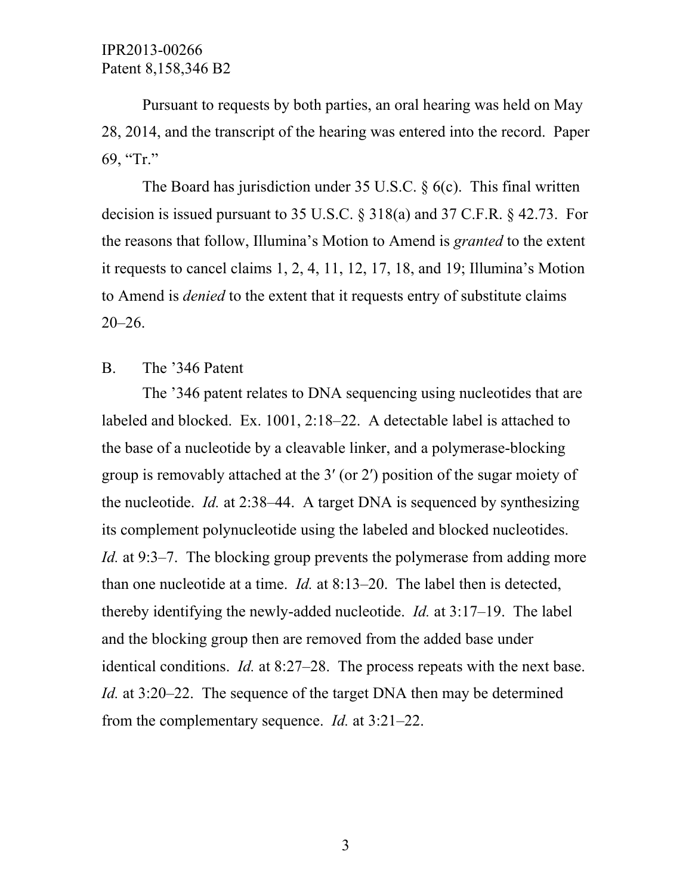Pursuant to requests by both parties, an oral hearing was held on May 28, 2014, and the transcript of the hearing was entered into the record. Paper 69, "Tr."

The Board has jurisdiction under 35 U.S.C. § 6(c). This final written decision is issued pursuant to 35 U.S.C. § 318(a) and 37 C.F.R. § 42.73. For the reasons that follow, Illumina's Motion to Amend is *granted* to the extent it requests to cancel claims 1, 2, 4, 11, 12, 17, 18, and 19; Illumina's Motion to Amend is *denied* to the extent that it requests entry of substitute claims 20–26.

## B. The '346 Patent

The '346 patent relates to DNA sequencing using nucleotides that are labeled and blocked. Ex. 1001, 2:18–22. A detectable label is attached to the base of a nucleotide by a cleavable linker, and a polymerase-blocking group is removably attached at the 3′ (or 2′) position of the sugar moiety of the nucleotide. *Id.* at 2:38–44. A target DNA is sequenced by synthesizing its complement polynucleotide using the labeled and blocked nucleotides. *Id.* at 9:3–7. The blocking group prevents the polymerase from adding more than one nucleotide at a time. *Id.* at 8:13–20. The label then is detected, thereby identifying the newly-added nucleotide. *Id.* at 3:17–19. The label and the blocking group then are removed from the added base under identical conditions. *Id.* at 8:27–28. The process repeats with the next base. *Id.* at 3:20–22. The sequence of the target DNA then may be determined from the complementary sequence. *Id.* at 3:21–22.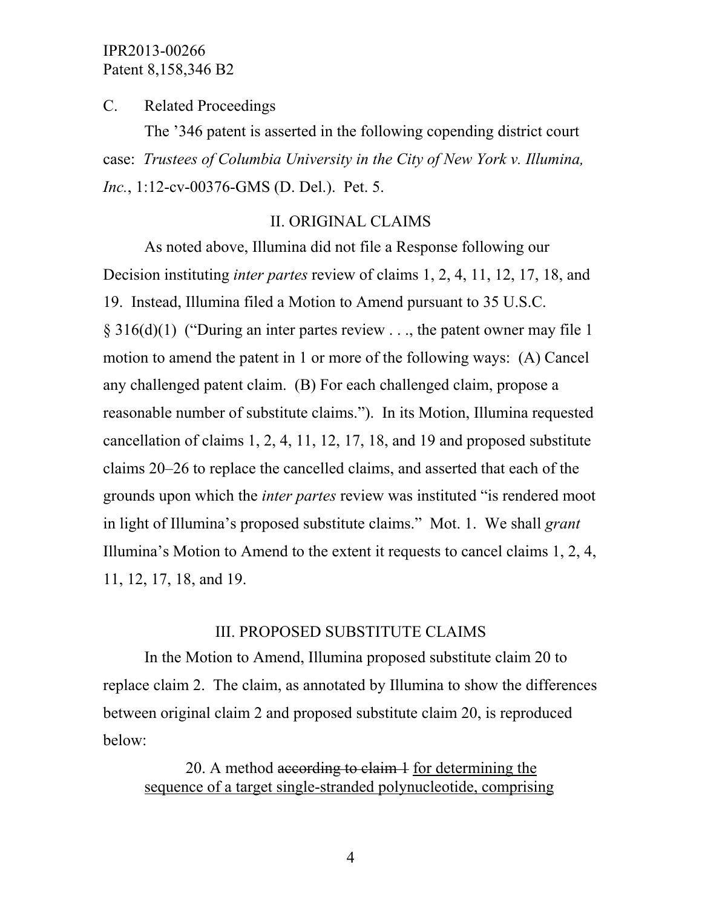C. Related Proceedings

The '346 patent is asserted in the following copending district court case: *Trustees of Columbia University in the City of New York v. Illumina, Inc.*, 1:12-cv-00376-GMS (D. Del.). Pet. 5.

## II. ORIGINAL CLAIMS

As noted above, Illumina did not file a Response following our Decision instituting *inter partes* review of claims 1, 2, 4, 11, 12, 17, 18, and 19. Instead, Illumina filed a Motion to Amend pursuant to 35 U.S.C. § 316(d)(1) ("During an inter partes review . . ., the patent owner may file 1 motion to amend the patent in 1 or more of the following ways: (A) Cancel any challenged patent claim. (B) For each challenged claim, propose a reasonable number of substitute claims."). In its Motion, Illumina requested cancellation of claims 1, 2, 4, 11, 12, 17, 18, and 19 and proposed substitute claims 20–26 to replace the cancelled claims, and asserted that each of the grounds upon which the *inter partes* review was instituted "is rendered moot in light of Illumina's proposed substitute claims." Mot. 1. We shall *grant* Illumina's Motion to Amend to the extent it requests to cancel claims 1, 2, 4, 11, 12, 17, 18, and 19.

## III. PROPOSED SUBSTITUTE CLAIMS

In the Motion to Amend, Illumina proposed substitute claim 20 to replace claim 2. The claim, as annotated by Illumina to show the differences between original claim 2 and proposed substitute claim 20, is reproduced below:

> 20. A method ~~according to claim 1~~ <u>for determining the sequence of a target single-stranded polynucleotide, comprising</u>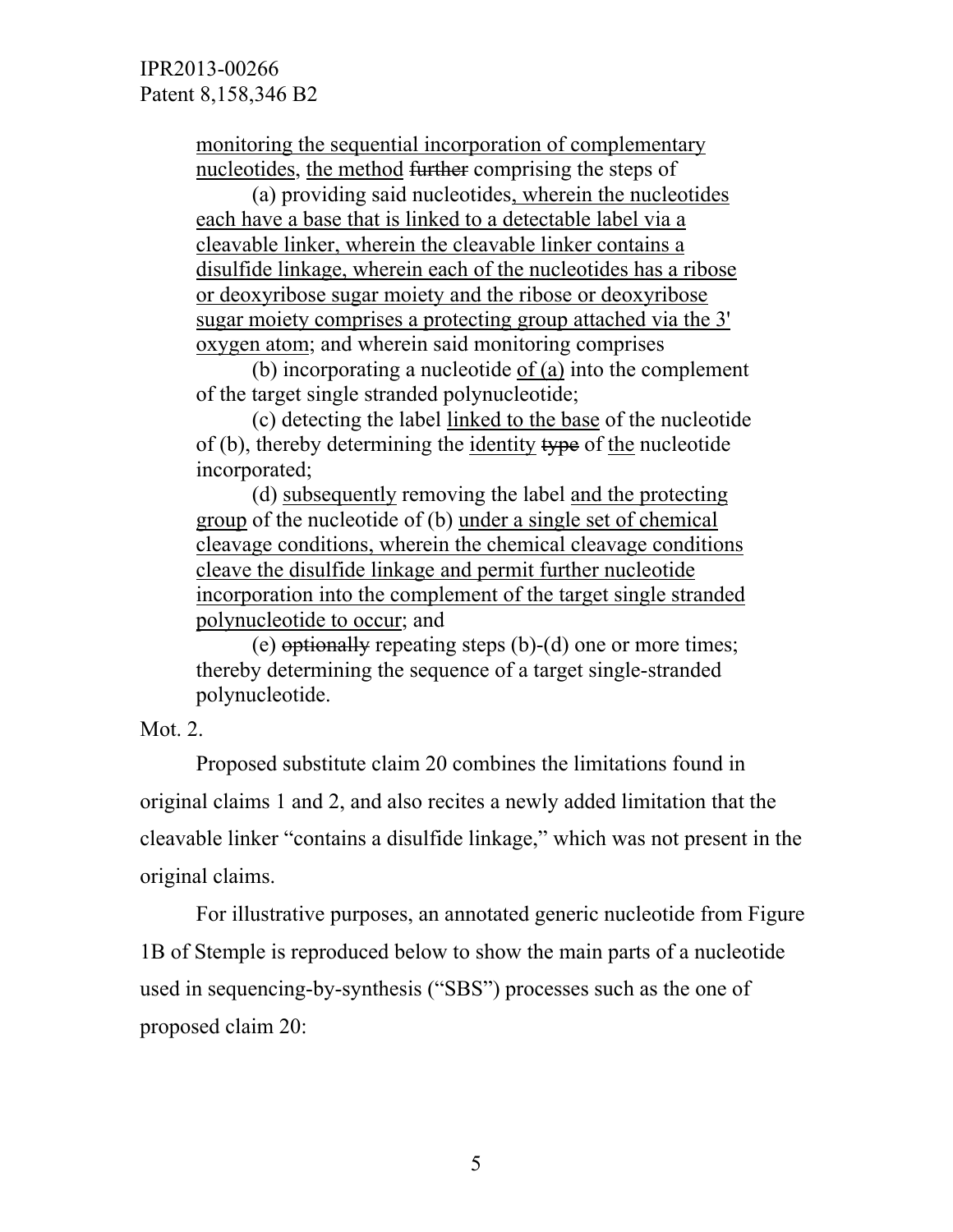monitoring the sequential incorporation of complementary nucleotides, the method ~~further~~ comprising the steps of

(a) providing said nucleotides, wherein the nucleotides each have a base that is linked to a detectable label via a cleavable linker, wherein the cleavable linker contains a disulfide linkage, wherein each of the nucleotides has a ribose or deoxyribose sugar moiety and the ribose or deoxyribose sugar moiety comprises a protecting group attached via the 3' oxygen atom; and wherein said monitoring comprises

(b) incorporating a nucleotide of (a) into the complement of the target single stranded polynucleotide;

(c) detecting the label linked to the base of the nucleotide of (b), thereby determining the identity ~~type~~ of the nucleotide incorporated;

(d) subsequently removing the label and the protecting group of the nucleotide of (b) under a single set of chemical cleavage conditions, wherein the chemical cleavage conditions cleave the disulfide linkage and permit further nucleotide incorporation into the complement of the target single stranded polynucleotide to occur; and

(e) ~~optionally~~ repeating steps (b)-(d) one or more times; thereby determining the sequence of a target single-stranded polynucleotide.

Mot. 2.

Proposed substitute claim 20 combines the limitations found in original claims 1 and 2, and also recites a newly added limitation that the cleavable linker "contains a disulfide linkage," which was not present in the original claims.

For illustrative purposes, an annotated generic nucleotide from Figure 1B of Stemple is reproduced below to show the main parts of a nucleotide used in sequencing-by-synthesis ("SBS") processes such as the one of proposed claim 20: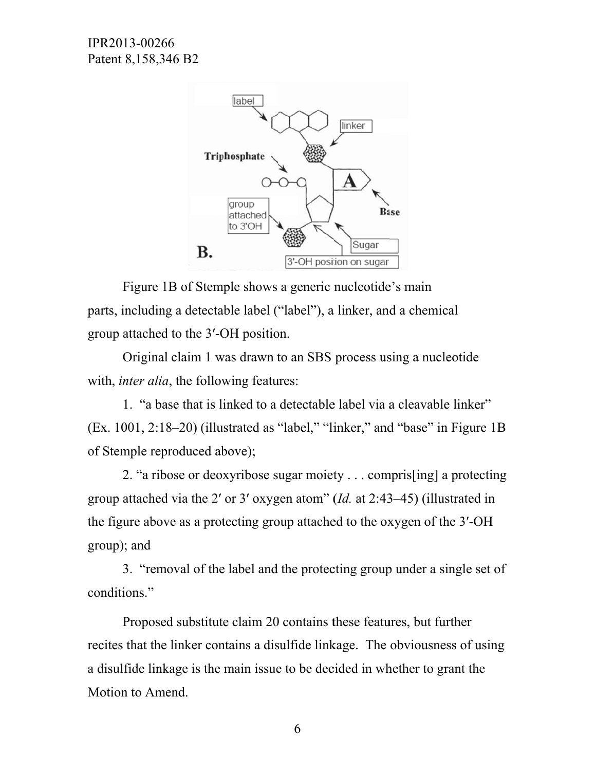label

linker

Triphosphate

A

Base

group attached to 3'OH

Sugar

B.

3'-OH position on sugar

Figure 1B of Stemple shows a generic nucleotide's main parts, including a detectable label ("label"), a linker, and a chemical group attached to the 3′-OH position.

Original claim 1 was drawn to an SBS process using a nucleotide with, *inter alia*, the following features:

1. "a base that is linked to a detectable label via a cleavable linker" (Ex. 1001, 2:18–20) (illustrated as "label," "linker," and "base" in Figure 1B of Stemple reproduced above);

2. "a ribose or deoxyribose sugar moiety . . . compris[ing] a protecting group attached via the 2′ or 3′ oxygen atom" (*Id.* at 2:43–45) (illustrated in the figure above as a protecting group attached to the oxygen of the 3′-OH group); and

3. "removal of the label and the protecting group under a single set of conditions."

Proposed substitute claim 20 contains these features, but further recites that the linker contains a disulfide linkage. The obviousness of using a disulfide linkage is the main issue to be decided in whether to grant the Motion to Amend.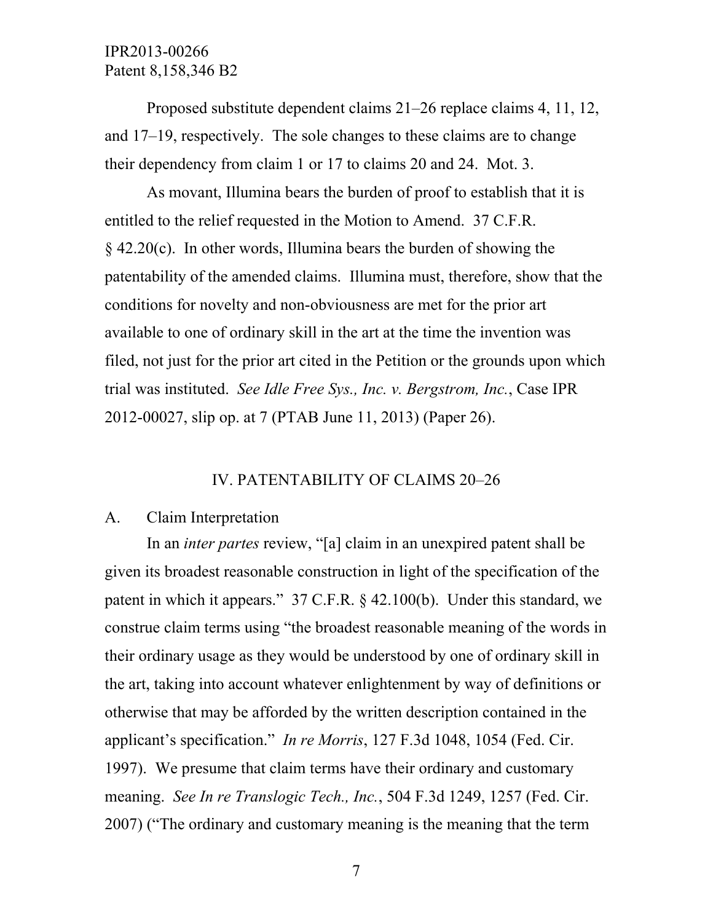Proposed substitute dependent claims 21–26 replace claims 4, 11, 12, and 17–19, respectively. The sole changes to these claims are to change their dependency from claim 1 or 17 to claims 20 and 24. Mot. 3.

As movant, Illumina bears the burden of proof to establish that it is entitled to the relief requested in the Motion to Amend. 37 C.F.R. § 42.20(c). In other words, Illumina bears the burden of showing the patentability of the amended claims. Illumina must, therefore, show that the conditions for novelty and non-obviousness are met for the prior art available to one of ordinary skill in the art at the time the invention was filed, not just for the prior art cited in the Petition or the grounds upon which trial was instituted. *See Idle Free Sys., Inc. v. Bergstrom, Inc.*, Case IPR 2012-00027, slip op. at 7 (PTAB June 11, 2013) (Paper 26).

## IV. PATENTABILITY OF CLAIMS 20–26

### A. Claim Interpretation

In an *inter partes* review, "[a] claim in an unexpired patent shall be given its broadest reasonable construction in light of the specification of the patent in which it appears." 37 C.F.R. § 42.100(b). Under this standard, we construe claim terms using "the broadest reasonable meaning of the words in their ordinary usage as they would be understood by one of ordinary skill in the art, taking into account whatever enlightenment by way of definitions or otherwise that may be afforded by the written description contained in the applicant's specification." *In re Morris*, 127 F.3d 1048, 1054 (Fed. Cir. 1997). We presume that claim terms have their ordinary and customary meaning. *See In re Translogic Tech., Inc.*, 504 F.3d 1249, 1257 (Fed. Cir. 2007) ("The ordinary and customary meaning is the meaning that the term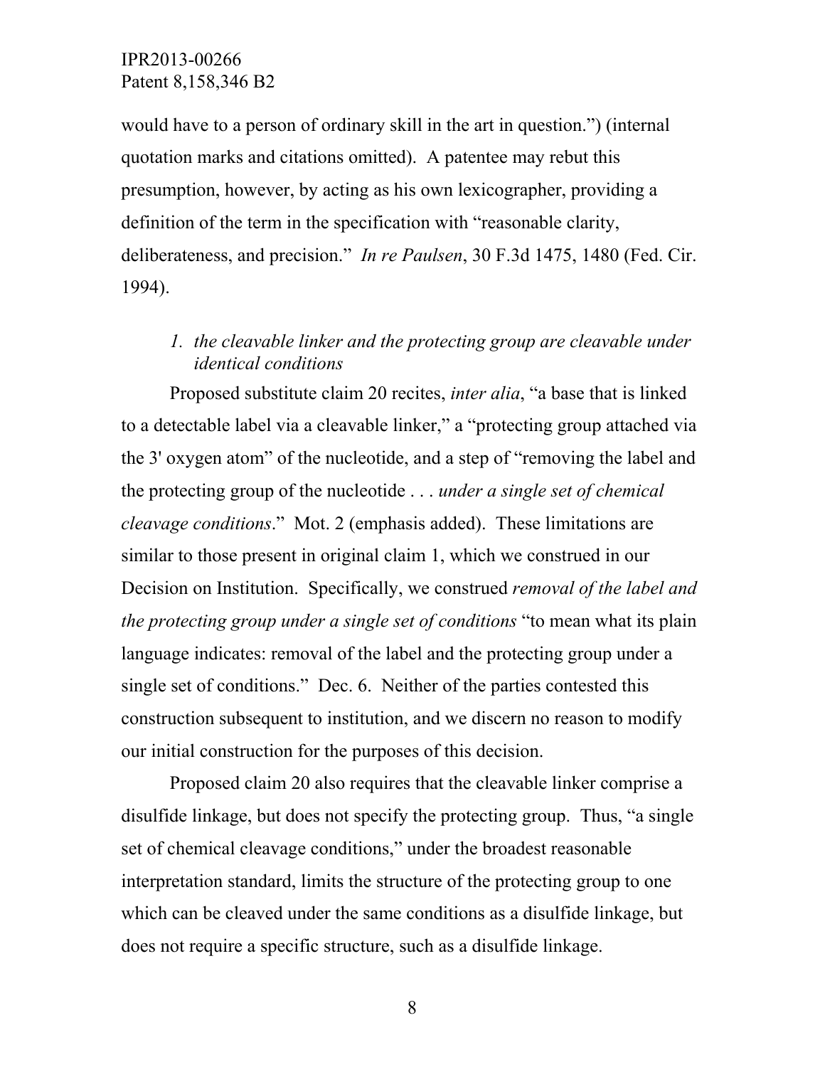would have to a person of ordinary skill in the art in question.") (internal quotation marks and citations omitted). A patentee may rebut this presumption, however, by acting as his own lexicographer, providing a definition of the term in the specification with "reasonable clarity, deliberateness, and precision." *In re Paulsen*, 30 F.3d 1475, 1480 (Fed. Cir. 1994).

*1. the cleavable linker and the protecting group are cleavable under identical conditions*

Proposed substitute claim 20 recites, *inter alia*, "a base that is linked to a detectable label via a cleavable linker," a "protecting group attached via the 3' oxygen atom" of the nucleotide, and a step of "removing the label and the protecting group of the nucleotide . . . *under a single set of chemical cleavage conditions*." Mot. 2 (emphasis added). These limitations are similar to those present in original claim 1, which we construed in our Decision on Institution. Specifically, we construed *removal of the label and the protecting group under a single set of conditions* "to mean what its plain language indicates: removal of the label and the protecting group under a single set of conditions." Dec. 6. Neither of the parties contested this construction subsequent to institution, and we discern no reason to modify our initial construction for the purposes of this decision.

Proposed claim 20 also requires that the cleavable linker comprise a disulfide linkage, but does not specify the protecting group. Thus, "a single set of chemical cleavage conditions," under the broadest reasonable interpretation standard, limits the structure of the protecting group to one which can be cleaved under the same conditions as a disulfide linkage, but does not require a specific structure, such as a disulfide linkage.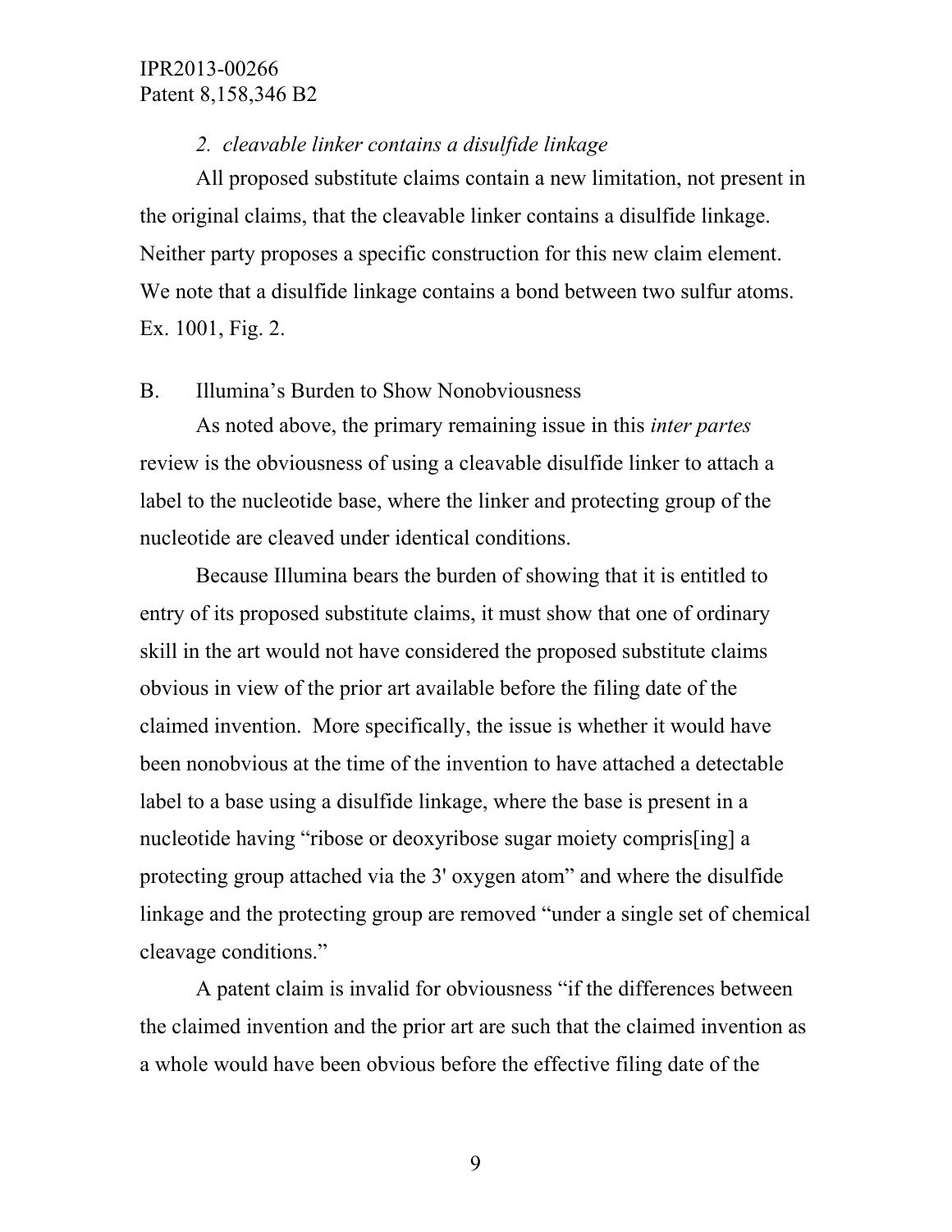*2. cleavable linker contains a disulfide linkage*

All proposed substitute claims contain a new limitation, not present in the original claims, that the cleavable linker contains a disulfide linkage. Neither party proposes a specific construction for this new claim element. We note that a disulfide linkage contains a bond between two sulfur atoms. Ex. 1001, Fig. 2.

### B. Illumina's Burden to Show Nonobviousness

As noted above, the primary remaining issue in this *inter partes* review is the obviousness of using a cleavable disulfide linker to attach a label to the nucleotide base, where the linker and protecting group of the nucleotide are cleaved under identical conditions.

Because Illumina bears the burden of showing that it is entitled to entry of its proposed substitute claims, it must show that one of ordinary skill in the art would not have considered the proposed substitute claims obvious in view of the prior art available before the filing date of the claimed invention. More specifically, the issue is whether it would have been nonobvious at the time of the invention to have attached a detectable label to a base using a disulfide linkage, where the base is present in a nucleotide having "ribose or deoxyribose sugar moiety compris[ing] a protecting group attached via the 3' oxygen atom" and where the disulfide linkage and the protecting group are removed "under a single set of chemical cleavage conditions."

A patent claim is invalid for obviousness "if the differences between the claimed invention and the prior art are such that the claimed invention as a whole would have been obvious before the effective filing date of the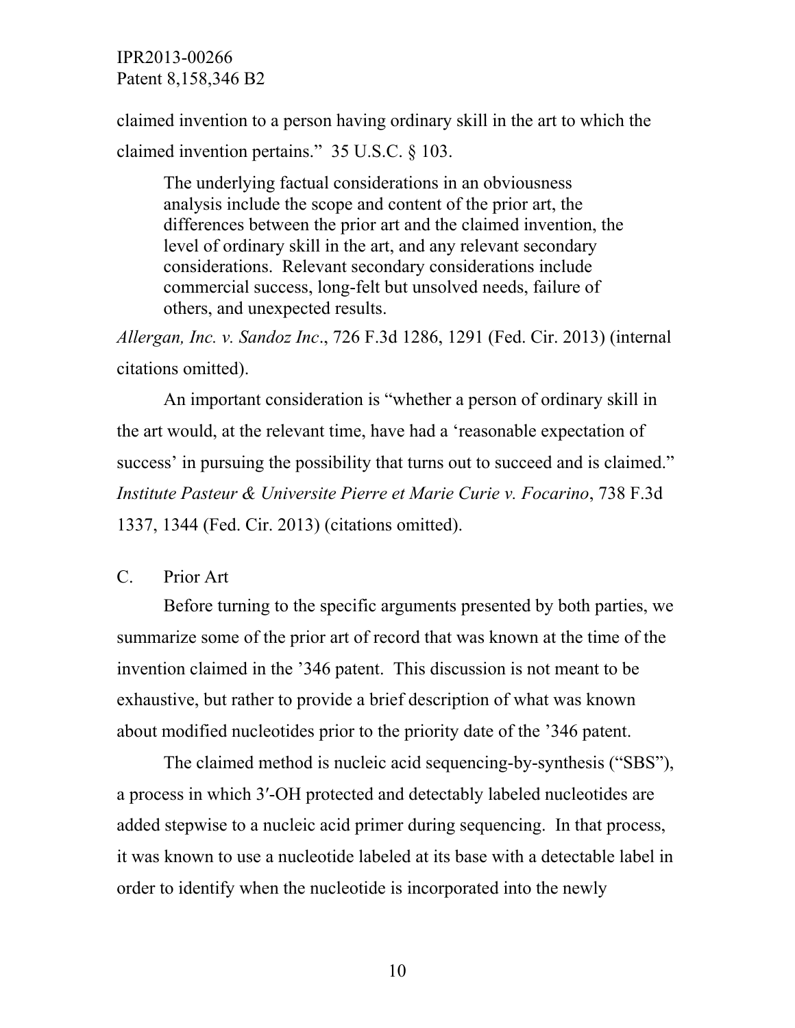claimed invention to a person having ordinary skill in the art to which the claimed invention pertains." 35 U.S.C. § 103.

> The underlying factual considerations in an obviousness analysis include the scope and content of the prior art, the differences between the prior art and the claimed invention, the level of ordinary skill in the art, and any relevant secondary considerations. Relevant secondary considerations include commercial success, long-felt but unsolved needs, failure of others, and unexpected results.

*Allergan, Inc. v. Sandoz Inc*., 726 F.3d 1286, 1291 (Fed. Cir. 2013) (internal citations omitted).

An important consideration is "whether a person of ordinary skill in the art would, at the relevant time, have had a 'reasonable expectation of success' in pursuing the possibility that turns out to succeed and is claimed." *Institute Pasteur & Universite Pierre et Marie Curie v. Focarino*, 738 F.3d 1337, 1344 (Fed. Cir. 2013) (citations omitted).

C. Prior Art

Before turning to the specific arguments presented by both parties, we summarize some of the prior art of record that was known at the time of the invention claimed in the '346 patent. This discussion is not meant to be exhaustive, but rather to provide a brief description of what was known about modified nucleotides prior to the priority date of the '346 patent.

The claimed method is nucleic acid sequencing-by-synthesis ("SBS"), a process in which 3′-OH protected and detectably labeled nucleotides are added stepwise to a nucleic acid primer during sequencing. In that process, it was known to use a nucleotide labeled at its base with a detectable label in order to identify when the nucleotide is incorporated into the newly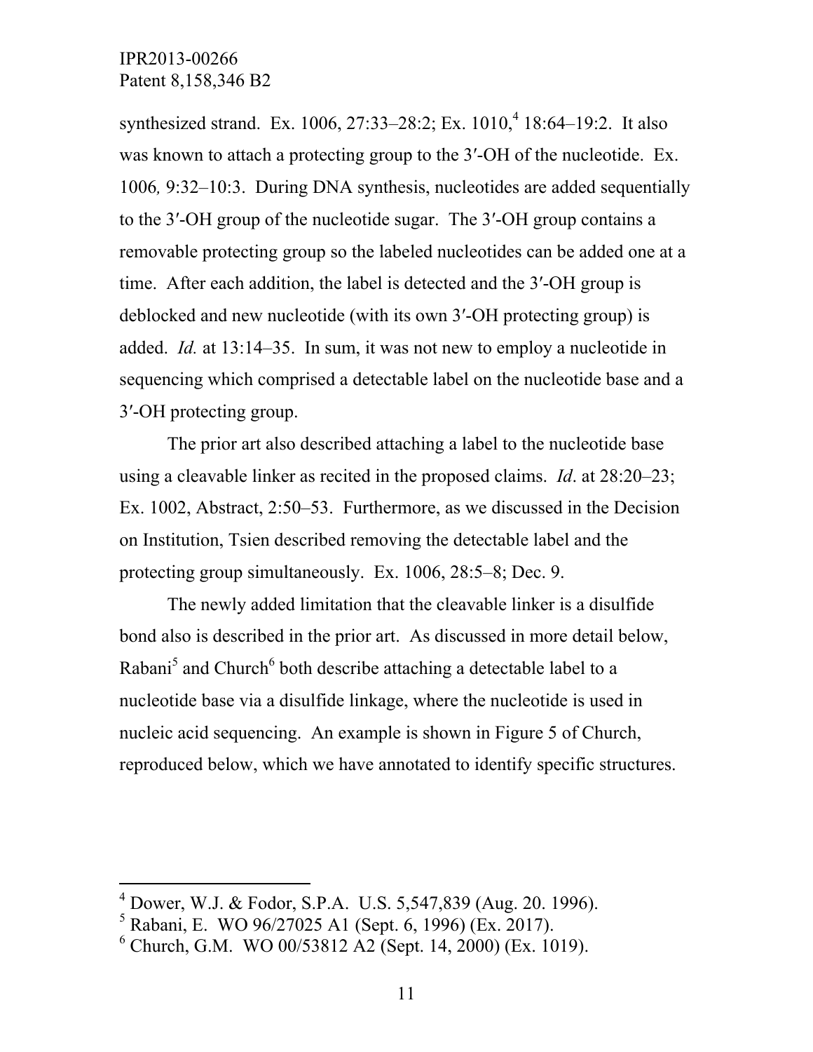synthesized strand. Ex. 1006, 27:33–28:2; Ex. 1010,[4] 18:64–19:2. It also was known to attach a protecting group to the 3′-OH of the nucleotide. Ex. 1006*,* 9:32–10:3. During DNA synthesis, nucleotides are added sequentially to the 3′-OH group of the nucleotide sugar. The 3′-OH group contains a removable protecting group so the labeled nucleotides can be added one at a time. After each addition, the label is detected and the 3′-OH group is deblocked and new nucleotide (with its own 3′-OH protecting group) is added. *Id.* at 13:14–35. In sum, it was not new to employ a nucleotide in sequencing which comprised a detectable label on the nucleotide base and a 3′-OH protecting group.

The prior art also described attaching a label to the nucleotide base using a cleavable linker as recited in the proposed claims. *Id*. at 28:20–23; Ex. 1002, Abstract, 2:50–53. Furthermore, as we discussed in the Decision on Institution, Tsien described removing the detectable label and the protecting group simultaneously. Ex. 1006, 28:5–8; Dec. 9.

The newly added limitation that the cleavable linker is a disulfide bond also is described in the prior art. As discussed in more detail below, Rabani[5] and Church[6] both describe attaching a detectable label to a nucleotide base via a disulfide linkage, where the nucleotide is used in nucleic acid sequencing. An example is shown in Figure 5 of Church, reproduced below, which we have annotated to identify specific structures.

---

[4] Dower, W.J. & Fodor, S.P.A. U.S. 5,547,839 (Aug. 20. 1996).

[5] Rabani, E. WO 96/27025 A1 (Sept. 6, 1996) (Ex. 2017).

[6] Church, G.M. WO 00/53812 A2 (Sept. 14, 2000) (Ex. 1019).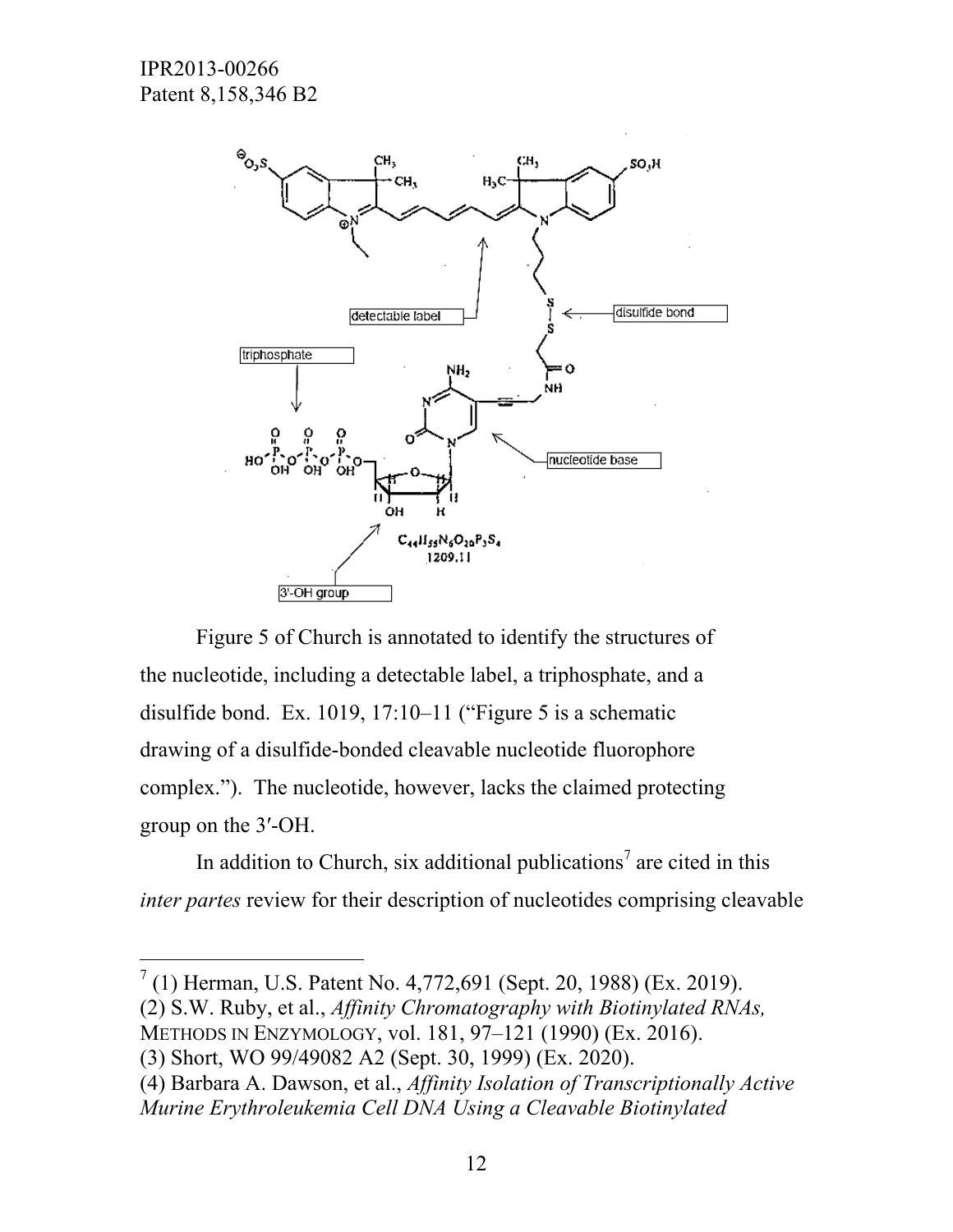Figure 5 of Church is annotated to identify the structures of the nucleotide, including a detectable label, a triphosphate, and a disulfide bond. Ex. 1019, 17:10–11 ("Figure 5 is a schematic drawing of a disulfide-bonded cleavable nucleotide fluorophore complex."). The nucleotide, however, lacks the claimed protecting group on the 3′-OH.

In addition to Church, six additional publications[7] are cited in this *inter partes* review for their description of nucleotides comprising cleavable

---

[7] (1) Herman, U.S. Patent No. 4,772,691 (Sept. 20, 1988) (Ex. 2019).
(2) S.W. Ruby, et al., *Affinity Chromatography with Biotinylated RNAs,* METHODS IN ENZYMOLOGY, vol. 181, 97–121 (1990) (Ex. 2016).
(3) Short, WO 99/49082 A2 (Sept. 30, 1999) (Ex. 2020).
(4) Barbara A. Dawson, et al., *Affinity Isolation of Transcriptionally Active Murine Erythroleukemia Cell DNA Using a Cleavable Biotinylated*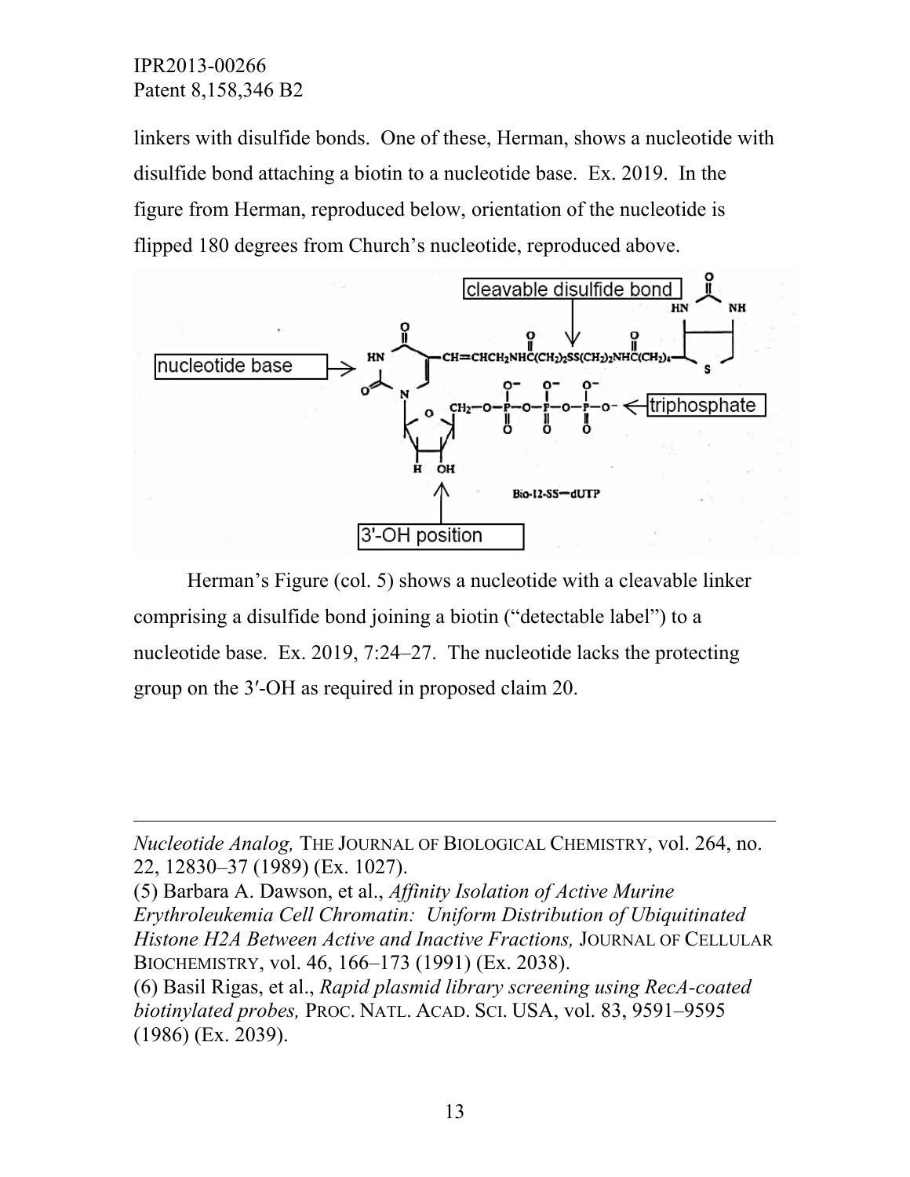linkers with disulfide bonds. One of these, Herman, shows a nucleotide with disulfide bond attaching a biotin to a nucleotide base. Ex. 2019. In the figure from Herman, reproduced below, orientation of the nucleotide is flipped 180 degrees from Church's nucleotide, reproduced above.

cleavable disulfide bond

nucleotide base

triphosphate

3'-OH position

Bio-12-SS—dUTP

Herman's Figure (col. 5) shows a nucleotide with a cleavable linker comprising a disulfide bond joining a biotin ("detectable label") to a nucleotide base. Ex. 2019, 7:24–27. The nucleotide lacks the protecting group on the 3′-OH as required in proposed claim 20.

---

*Nucleotide Analog,* THE JOURNAL OF BIOLOGICAL CHEMISTRY, vol. 264, no. 22, 12830–37 (1989) (Ex. 1027).

(5) Barbara A. Dawson, et al., *Affinity Isolation of Active Murine Erythroleukemia Cell Chromatin: Uniform Distribution of Ubiquitinated Histone H2A Between Active and Inactive Fractions,* JOURNAL OF CELLULAR BIOCHEMISTRY, vol. 46, 166–173 (1991) (Ex. 2038).

(6) Basil Rigas, et al., *Rapid plasmid library screening using RecA-coated biotinylated probes,* PROC. NATL. ACAD. SCI. USA, vol. 83, 9591–9595 (1986) (Ex. 2039).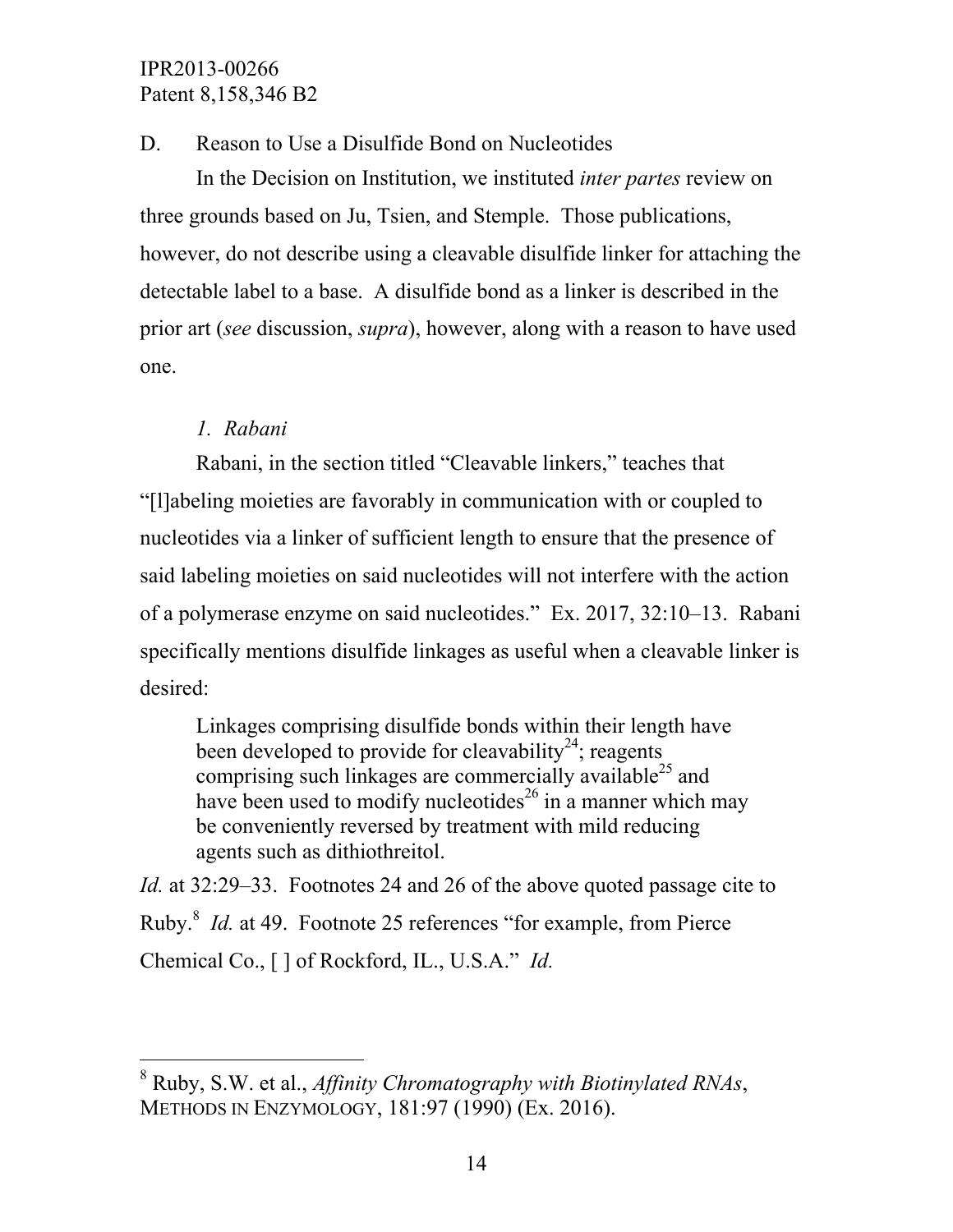## D. Reason to Use a Disulfide Bond on Nucleotides

In the Decision on Institution, we instituted *inter partes* review on three grounds based on Ju, Tsien, and Stemple. Those publications, however, do not describe using a cleavable disulfide linker for attaching the detectable label to a base. A disulfide bond as a linker is described in the prior art (*see* discussion, *supra*), however, along with a reason to have used one.

### *1. Rabani*

Rabani, in the section titled "Cleavable linkers," teaches that "[l]abeling moieties are favorably in communication with or coupled to nucleotides via a linker of sufficient length to ensure that the presence of said labeling moieties on said nucleotides will not interfere with the action of a polymerase enzyme on said nucleotides." Ex. 2017, 32:10–13. Rabani specifically mentions disulfide linkages as useful when a cleavable linker is desired:

> Linkages comprising disulfide bonds within their length have been developed to provide for cleavability[24]; reagents comprising such linkages are commercially available[25] and have been used to modify nucleotides[26] in a manner which may be conveniently reversed by treatment with mild reducing agents such as dithiothreitol.

*Id.* at 32:29–33. Footnotes 24 and 26 of the above quoted passage cite to Ruby.[8] *Id.* at 49. Footnote 25 references "for example, from Pierce Chemical Co., [ ] of Rockford, IL., U.S.A." *Id.*

---

[8] Ruby, S.W. et al., *Affinity Chromatography with Biotinylated RNAs*, METHODS IN ENZYMOLOGY, 181:97 (1990) (Ex. 2016).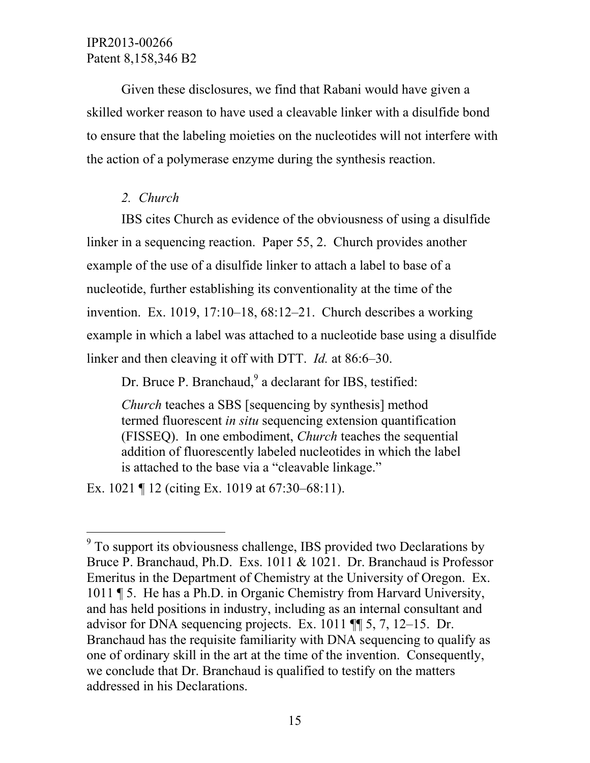Given these disclosures, we find that Rabani would have given a skilled worker reason to have used a cleavable linker with a disulfide bond to ensure that the labeling moieties on the nucleotides will not interfere with the action of a polymerase enzyme during the synthesis reaction.

*2. Church*

IBS cites Church as evidence of the obviousness of using a disulfide linker in a sequencing reaction. Paper 55, 2. Church provides another example of the use of a disulfide linker to attach a label to base of a nucleotide, further establishing its conventionality at the time of the invention. Ex. 1019, 17:10–18, 68:12–21. Church describes a working example in which a label was attached to a nucleotide base using a disulfide linker and then cleaving it off with DTT. *Id.* at 86:6–30.

Dr. Bruce P. Branchaud,[9] a declarant for IBS, testified:

> *Church* teaches a SBS [sequencing by synthesis] method termed fluorescent *in situ* sequencing extension quantification (FISSEQ). In one embodiment, *Church* teaches the sequential addition of fluorescently labeled nucleotides in which the label is attached to the base via a "cleavable linkage."

Ex. 1021 ¶ 12 (citing Ex. 1019 at 67:30–68:11).

---

[9] To support its obviousness challenge, IBS provided two Declarations by Bruce P. Branchaud, Ph.D. Exs. 1011 & 1021. Dr. Branchaud is Professor Emeritus in the Department of Chemistry at the University of Oregon. Ex. 1011 ¶ 5. He has a Ph.D. in Organic Chemistry from Harvard University, and has held positions in industry, including as an internal consultant and advisor for DNA sequencing projects. Ex. 1011 ¶¶ 5, 7, 12–15. Dr. Branchaud has the requisite familiarity with DNA sequencing to qualify as one of ordinary skill in the art at the time of the invention. Consequently, we conclude that Dr. Branchaud is qualified to testify on the matters addressed in his Declarations.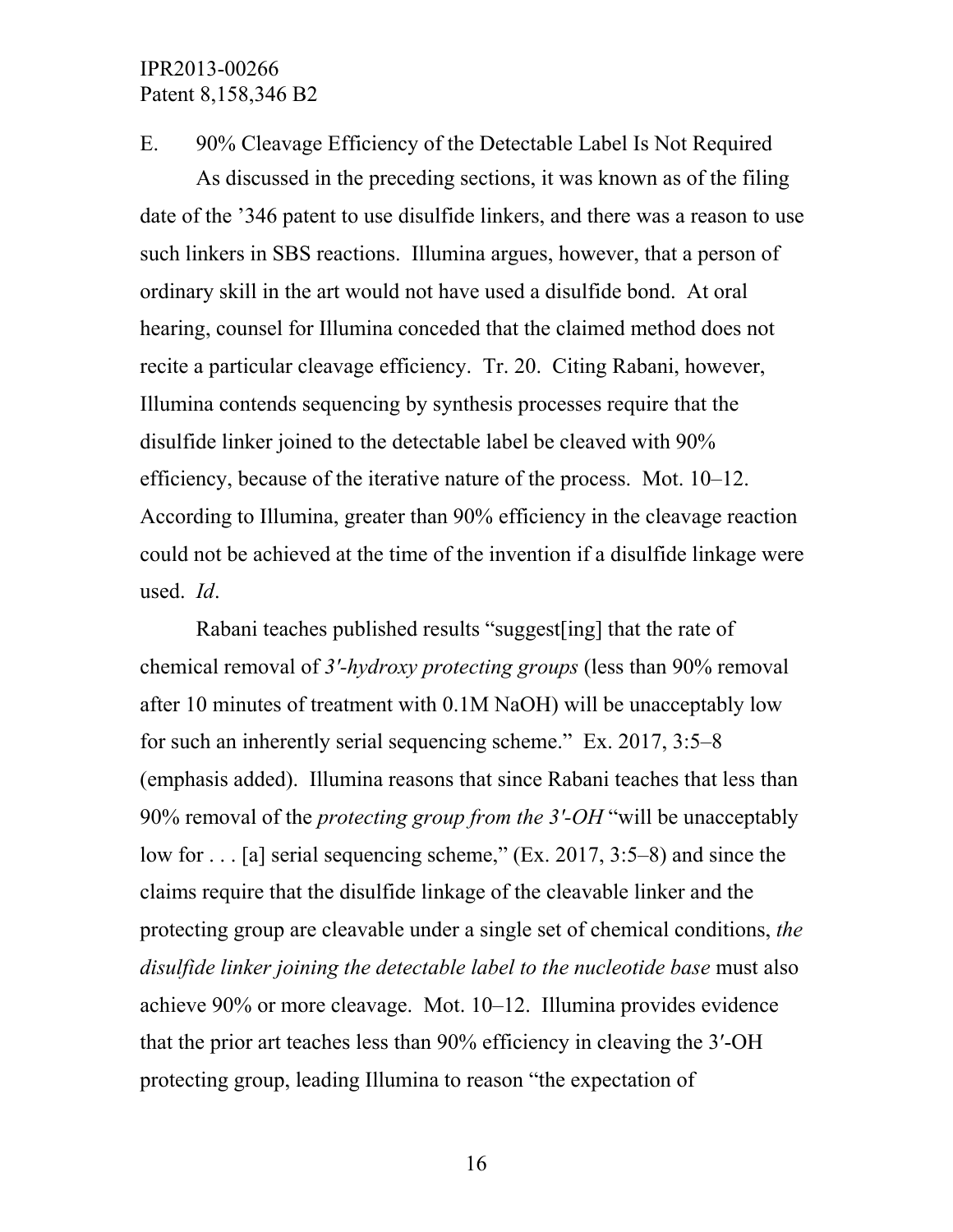### E. 90% Cleavage Efficiency of the Detectable Label Is Not Required

As discussed in the preceding sections, it was known as of the filing date of the '346 patent to use disulfide linkers, and there was a reason to use such linkers in SBS reactions. Illumina argues, however, that a person of ordinary skill in the art would not have used a disulfide bond. At oral hearing, counsel for Illumina conceded that the claimed method does not recite a particular cleavage efficiency. Tr. 20. Citing Rabani, however, Illumina contends sequencing by synthesis processes require that the disulfide linker joined to the detectable label be cleaved with 90% efficiency, because of the iterative nature of the process. Mot. 10–12. According to Illumina, greater than 90% efficiency in the cleavage reaction could not be achieved at the time of the invention if a disulfide linkage were used. *Id*.

Rabani teaches published results "suggest[ing] that the rate of chemical removal of *3′-hydroxy protecting groups* (less than 90% removal after 10 minutes of treatment with 0.1M NaOH) will be unacceptably low for such an inherently serial sequencing scheme." Ex. 2017, 3:5–8 (emphasis added). Illumina reasons that since Rabani teaches that less than 90% removal of the *protecting group from the 3′-OH* "will be unacceptably low for . . . [a] serial sequencing scheme," (Ex. 2017, 3:5–8) and since the claims require that the disulfide linkage of the cleavable linker and the protecting group are cleavable under a single set of chemical conditions, *the disulfide linker joining the detectable label to the nucleotide base* must also achieve 90% or more cleavage. Mot. 10–12. Illumina provides evidence that the prior art teaches less than 90% efficiency in cleaving the 3′-OH protecting group, leading Illumina to reason "the expectation of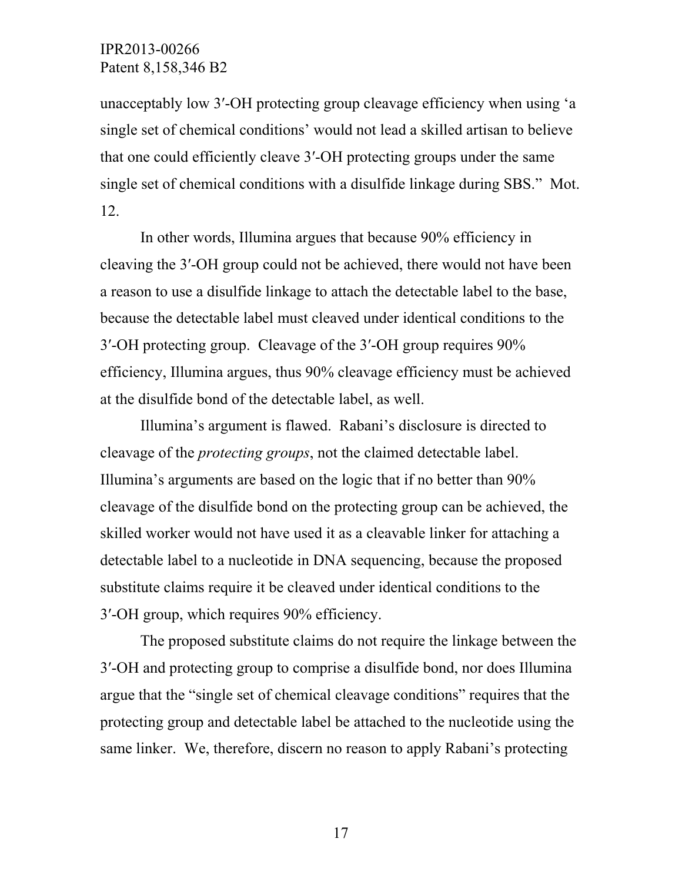unacceptably low 3′-OH protecting group cleavage efficiency when using 'a single set of chemical conditions' would not lead a skilled artisan to believe that one could efficiently cleave 3′-OH protecting groups under the same single set of chemical conditions with a disulfide linkage during SBS." Mot. 12.

In other words, Illumina argues that because 90% efficiency in cleaving the 3′-OH group could not be achieved, there would not have been a reason to use a disulfide linkage to attach the detectable label to the base, because the detectable label must cleaved under identical conditions to the 3′-OH protecting group. Cleavage of the 3′-OH group requires 90% efficiency, Illumina argues, thus 90% cleavage efficiency must be achieved at the disulfide bond of the detectable label, as well.

Illumina's argument is flawed. Rabani's disclosure is directed to cleavage of the *protecting groups*, not the claimed detectable label. Illumina's arguments are based on the logic that if no better than 90% cleavage of the disulfide bond on the protecting group can be achieved, the skilled worker would not have used it as a cleavable linker for attaching a detectable label to a nucleotide in DNA sequencing, because the proposed substitute claims require it be cleaved under identical conditions to the 3′-OH group, which requires 90% efficiency.

The proposed substitute claims do not require the linkage between the 3′-OH and protecting group to comprise a disulfide bond, nor does Illumina argue that the "single set of chemical cleavage conditions" requires that the protecting group and detectable label be attached to the nucleotide using the same linker. We, therefore, discern no reason to apply Rabani's protecting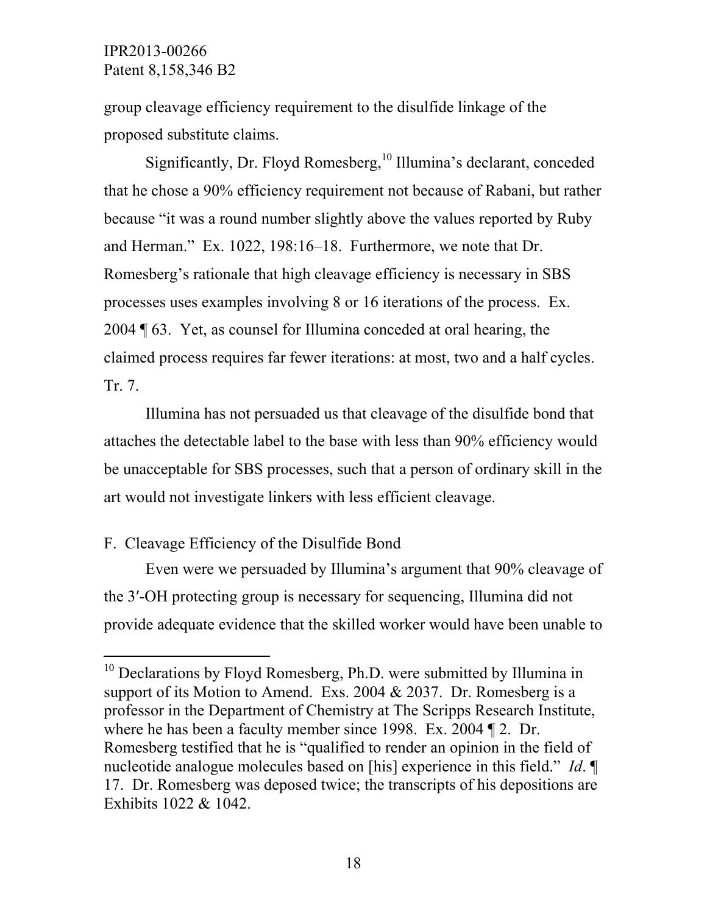group cleavage efficiency requirement to the disulfide linkage of the proposed substitute claims.

Significantly, Dr. Floyd Romesberg,[10] Illumina's declarant, conceded that he chose a 90% efficiency requirement not because of Rabani, but rather because "it was a round number slightly above the values reported by Ruby and Herman." Ex. 1022, 198:16–18. Furthermore, we note that Dr. Romesberg's rationale that high cleavage efficiency is necessary in SBS processes uses examples involving 8 or 16 iterations of the process. Ex. 2004 ¶ 63. Yet, as counsel for Illumina conceded at oral hearing, the claimed process requires far fewer iterations: at most, two and a half cycles. Tr. 7.

Illumina has not persuaded us that cleavage of the disulfide bond that attaches the detectable label to the base with less than 90% efficiency would be unacceptable for SBS processes, such that a person of ordinary skill in the art would not investigate linkers with less efficient cleavage.

### F. Cleavage Efficiency of the Disulfide Bond

Even were we persuaded by Illumina's argument that 90% cleavage of the 3′-OH protecting group is necessary for sequencing, Illumina did not provide adequate evidence that the skilled worker would have been unable to

---

[10] Declarations by Floyd Romesberg, Ph.D. were submitted by Illumina in support of its Motion to Amend. Exs. 2004 & 2037. Dr. Romesberg is a professor in the Department of Chemistry at The Scripps Research Institute, where he has been a faculty member since 1998. Ex. 2004 ¶ 2. Dr. Romesberg testified that he is "qualified to render an opinion in the field of nucleotide analogue molecules based on [his] experience in this field." *Id*. ¶ 17. Dr. Romesberg was deposed twice; the transcripts of his depositions are Exhibits 1022 & 1042.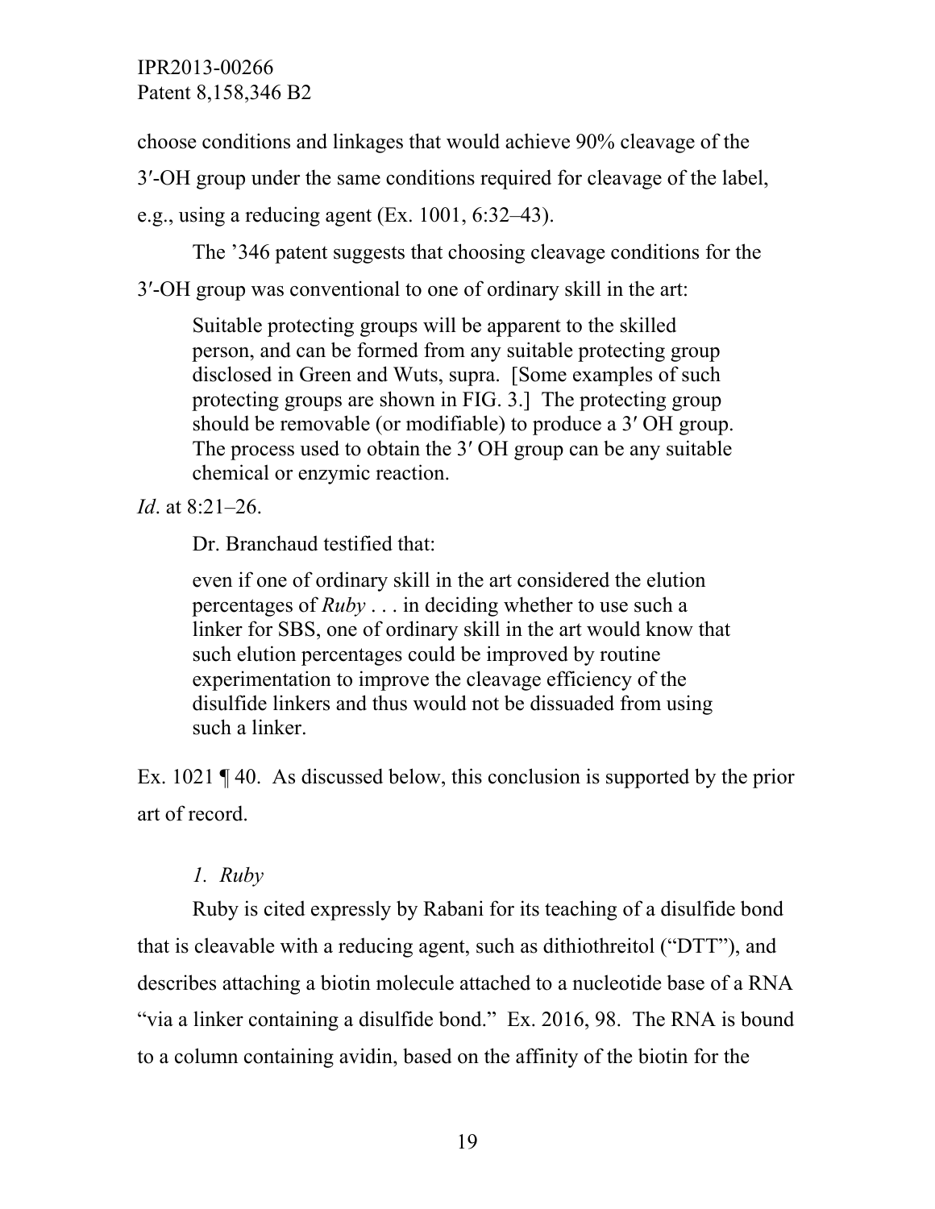choose conditions and linkages that would achieve 90% cleavage of the 3′-OH group under the same conditions required for cleavage of the label, e.g., using a reducing agent (Ex. 1001, 6:32–43).

The ’346 patent suggests that choosing cleavage conditions for the 3′-OH group was conventional to one of ordinary skill in the art:

> Suitable protecting groups will be apparent to the skilled person, and can be formed from any suitable protecting group disclosed in Green and Wuts, supra. [Some examples of such protecting groups are shown in FIG. 3.] The protecting group should be removable (or modifiable) to produce a 3′ OH group. The process used to obtain the 3′ OH group can be any suitable chemical or enzymic reaction.

*Id*. at 8:21–26.

Dr. Branchaud testified that:

> even if one of ordinary skill in the art considered the elution percentages of *Ruby* . . . in deciding whether to use such a linker for SBS, one of ordinary skill in the art would know that such elution percentages could be improved by routine experimentation to improve the cleavage efficiency of the disulfide linkers and thus would not be dissuaded from using such a linker.

Ex. 1021 ¶ 40. As discussed below, this conclusion is supported by the prior art of record.

*1. Ruby*

Ruby is cited expressly by Rabani for its teaching of a disulfide bond that is cleavable with a reducing agent, such as dithiothreitol (“DTT”), and describes attaching a biotin molecule attached to a nucleotide base of a RNA “via a linker containing a disulfide bond.” Ex. 2016, 98. The RNA is bound to a column containing avidin, based on the affinity of the biotin for the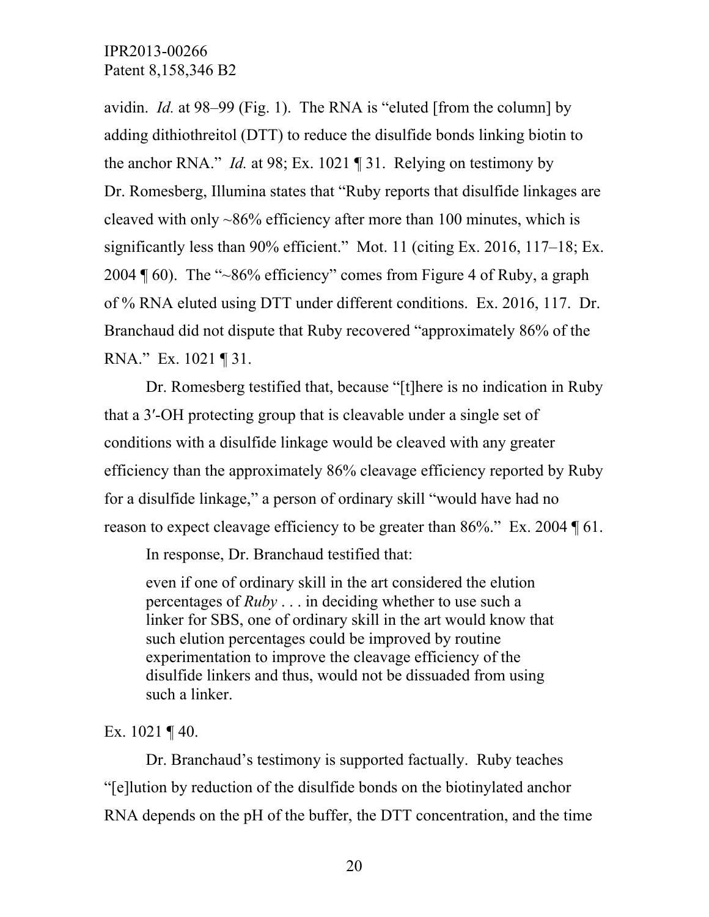avidin. *Id.* at 98–99 (Fig. 1). The RNA is "eluted [from the column] by adding dithiothreitol (DTT) to reduce the disulfide bonds linking biotin to the anchor RNA." *Id.* at 98; Ex. 1021 ¶ 31. Relying on testimony by Dr. Romesberg, Illumina states that "Ruby reports that disulfide linkages are cleaved with only ~86% efficiency after more than 100 minutes, which is significantly less than 90% efficient." Mot. 11 (citing Ex. 2016, 117–18; Ex. 2004 ¶ 60). The "~86% efficiency" comes from Figure 4 of Ruby, a graph of % RNA eluted using DTT under different conditions. Ex. 2016, 117. Dr. Branchaud did not dispute that Ruby recovered "approximately 86% of the RNA." Ex. 1021 ¶ 31.

Dr. Romesberg testified that, because "[t]here is no indication in Ruby that a 3′-OH protecting group that is cleavable under a single set of conditions with a disulfide linkage would be cleaved with any greater efficiency than the approximately 86% cleavage efficiency reported by Ruby for a disulfide linkage," a person of ordinary skill "would have had no reason to expect cleavage efficiency to be greater than 86%." Ex. 2004 ¶ 61.

In response, Dr. Branchaud testified that:

> even if one of ordinary skill in the art considered the elution percentages of *Ruby* . . . in deciding whether to use such a linker for SBS, one of ordinary skill in the art would know that such elution percentages could be improved by routine experimentation to improve the cleavage efficiency of the disulfide linkers and thus, would not be dissuaded from using such a linker.

Ex. 1021 ¶ 40.

Dr. Branchaud's testimony is supported factually. Ruby teaches "[e]lution by reduction of the disulfide bonds on the biotinylated anchor RNA depends on the pH of the buffer, the DTT concentration, and the time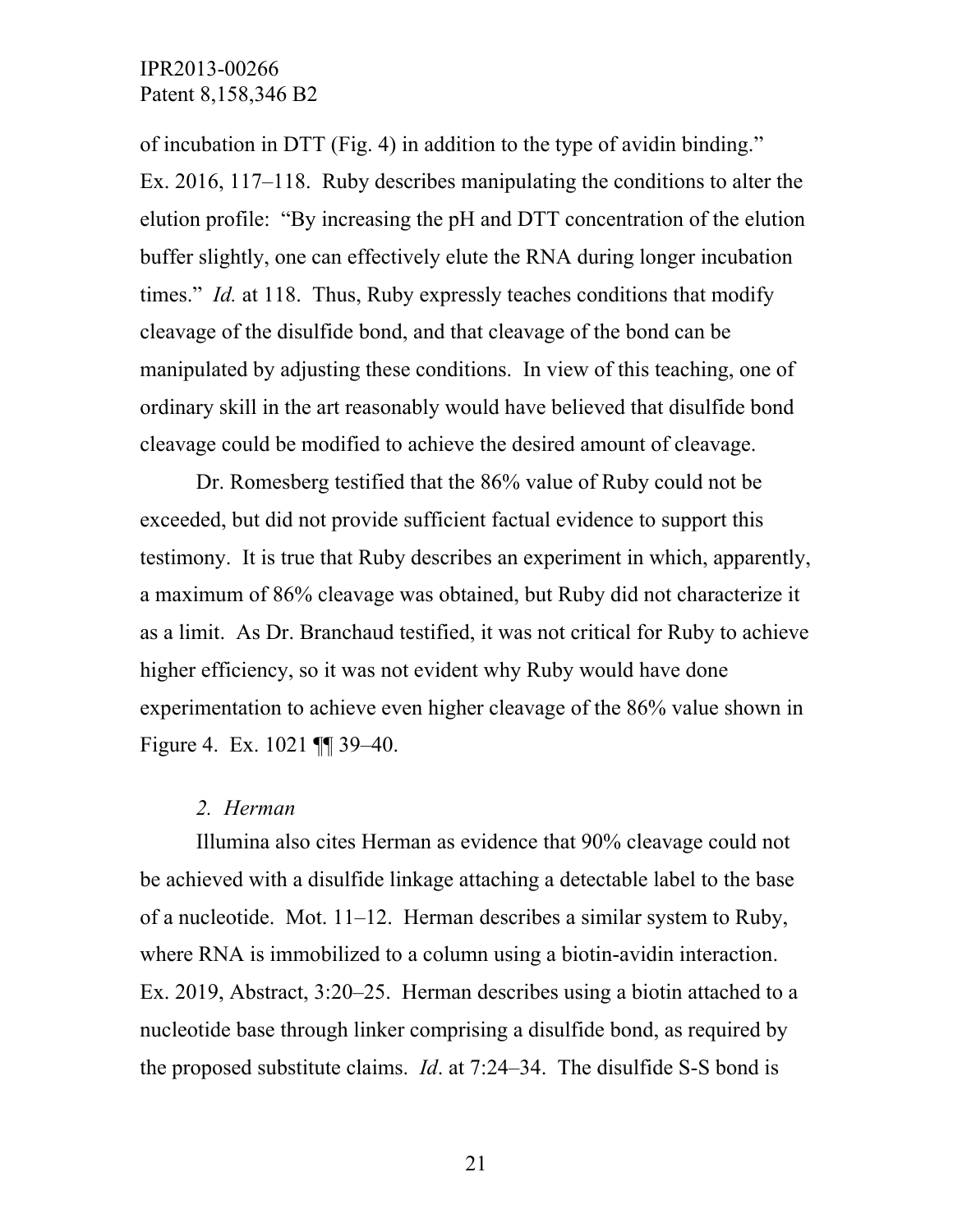of incubation in DTT (Fig. 4) in addition to the type of avidin binding." Ex. 2016, 117–118. Ruby describes manipulating the conditions to alter the elution profile: "By increasing the pH and DTT concentration of the elution buffer slightly, one can effectively elute the RNA during longer incubation times." *Id.* at 118. Thus, Ruby expressly teaches conditions that modify cleavage of the disulfide bond, and that cleavage of the bond can be manipulated by adjusting these conditions. In view of this teaching, one of ordinary skill in the art reasonably would have believed that disulfide bond cleavage could be modified to achieve the desired amount of cleavage.

Dr. Romesberg testified that the 86% value of Ruby could not be exceeded, but did not provide sufficient factual evidence to support this testimony. It is true that Ruby describes an experiment in which, apparently, a maximum of 86% cleavage was obtained, but Ruby did not characterize it as a limit. As Dr. Branchaud testified, it was not critical for Ruby to achieve higher efficiency, so it was not evident why Ruby would have done experimentation to achieve even higher cleavage of the 86% value shown in Figure 4. Ex. 1021 ¶¶ 39–40.

*2. Herman*

Illumina also cites Herman as evidence that 90% cleavage could not be achieved with a disulfide linkage attaching a detectable label to the base of a nucleotide. Mot. 11–12. Herman describes a similar system to Ruby, where RNA is immobilized to a column using a biotin-avidin interaction. Ex. 2019, Abstract, 3:20–25. Herman describes using a biotin attached to a nucleotide base through linker comprising a disulfide bond, as required by the proposed substitute claims. *Id*. at 7:24–34. The disulfide S-S bond is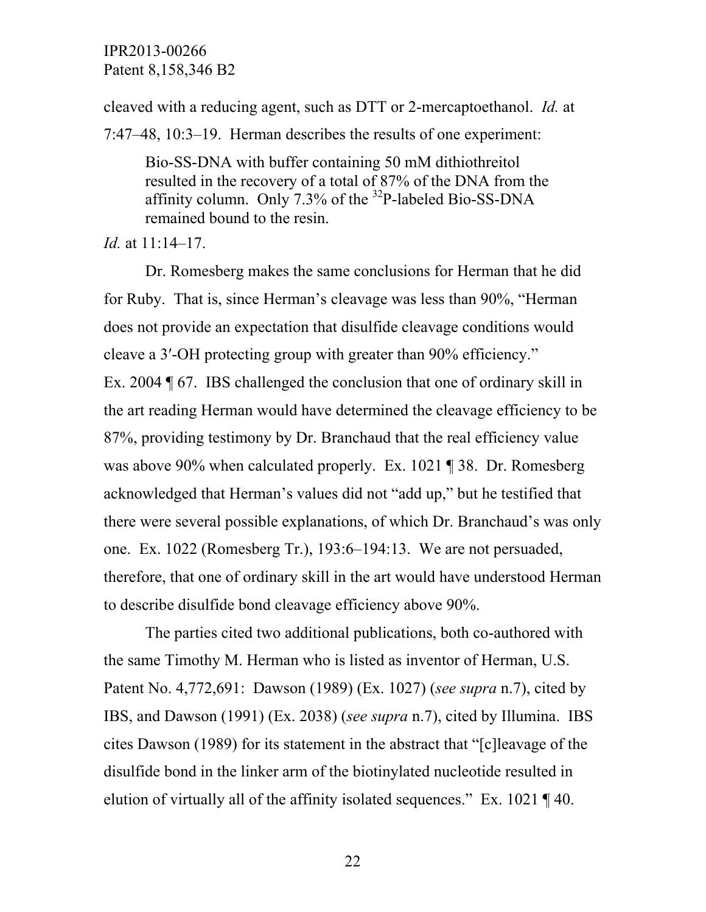cleaved with a reducing agent, such as DTT or 2-mercaptoethanol. *Id.* at 7:47–48, 10:3–19. Herman describes the results of one experiment:

> Bio-SS-DNA with buffer containing 50 mM dithiothreitol resulted in the recovery of a total of 87% of the DNA from the affinity column. Only 7.3% of the $^{32}$P-labeled Bio-SS-DNA remained bound to the resin.

*Id.* at 11:14–17.

Dr. Romesberg makes the same conclusions for Herman that he did for Ruby. That is, since Herman's cleavage was less than 90%, "Herman does not provide an expectation that disulfide cleavage conditions would cleave a 3′-OH protecting group with greater than 90% efficiency." Ex. 2004 ¶ 67. IBS challenged the conclusion that one of ordinary skill in the art reading Herman would have determined the cleavage efficiency to be 87%, providing testimony by Dr. Branchaud that the real efficiency value was above 90% when calculated properly. Ex. 1021 ¶ 38. Dr. Romesberg acknowledged that Herman's values did not "add up," but he testified that there were several possible explanations, of which Dr. Branchaud's was only one. Ex. 1022 (Romesberg Tr.), 193:6–194:13. We are not persuaded, therefore, that one of ordinary skill in the art would have understood Herman to describe disulfide bond cleavage efficiency above 90%.

The parties cited two additional publications, both co-authored with the same Timothy M. Herman who is listed as inventor of Herman, U.S. Patent No. 4,772,691: Dawson (1989) (Ex. 1027) (*see supra* n.7), cited by IBS, and Dawson (1991) (Ex. 2038) (*see supra* n.7), cited by Illumina. IBS cites Dawson (1989) for its statement in the abstract that "[c]leavage of the disulfide bond in the linker arm of the biotinylated nucleotide resulted in elution of virtually all of the affinity isolated sequences." Ex. 1021 ¶ 40.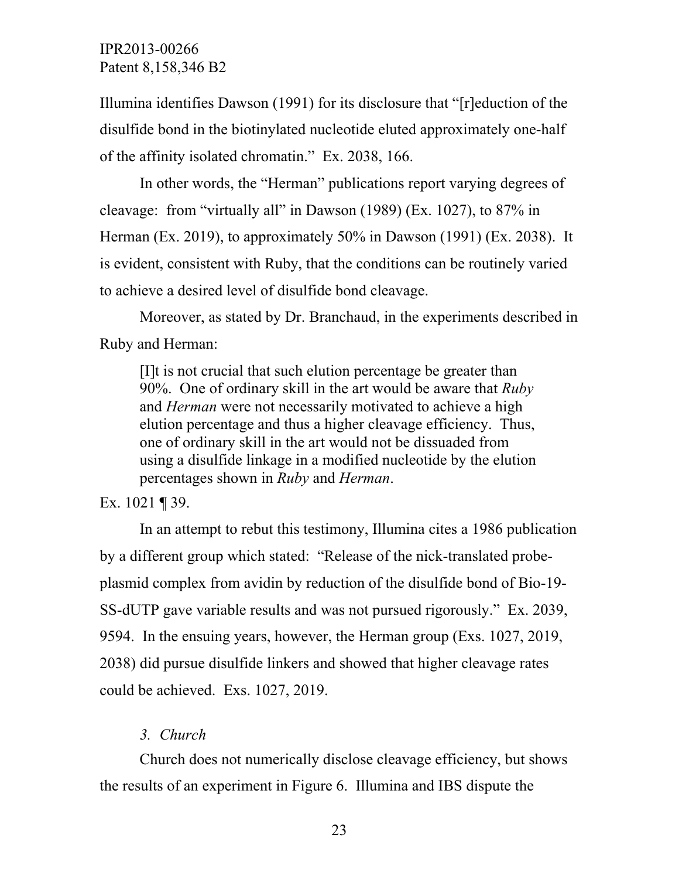Illumina identifies Dawson (1991) for its disclosure that "[r]eduction of the disulfide bond in the biotinylated nucleotide eluted approximately one-half of the affinity isolated chromatin." Ex. 2038, 166.

In other words, the "Herman" publications report varying degrees of cleavage: from "virtually all" in Dawson (1989) (Ex. 1027), to 87% in Herman (Ex. 2019), to approximately 50% in Dawson (1991) (Ex. 2038). It is evident, consistent with Ruby, that the conditions can be routinely varied to achieve a desired level of disulfide bond cleavage.

Moreover, as stated by Dr. Branchaud, in the experiments described in Ruby and Herman:

> [I]t is not crucial that such elution percentage be greater than 90%. One of ordinary skill in the art would be aware that *Ruby* and *Herman* were not necessarily motivated to achieve a high elution percentage and thus a higher cleavage efficiency. Thus, one of ordinary skill in the art would not be dissuaded from using a disulfide linkage in a modified nucleotide by the elution percentages shown in *Ruby* and *Herman*.

Ex. 1021 ¶ 39.

In an attempt to rebut this testimony, Illumina cites a 1986 publication by a different group which stated: "Release of the nick-translated probe-plasmid complex from avidin by reduction of the disulfide bond of Bio-19-SS-dUTP gave variable results and was not pursued rigorously." Ex. 2039, 9594. In the ensuing years, however, the Herman group (Exs. 1027, 2019, 2038) did pursue disulfide linkers and showed that higher cleavage rates could be achieved. Exs. 1027, 2019.

### *3. Church*

Church does not numerically disclose cleavage efficiency, but shows the results of an experiment in Figure 6. Illumina and IBS dispute the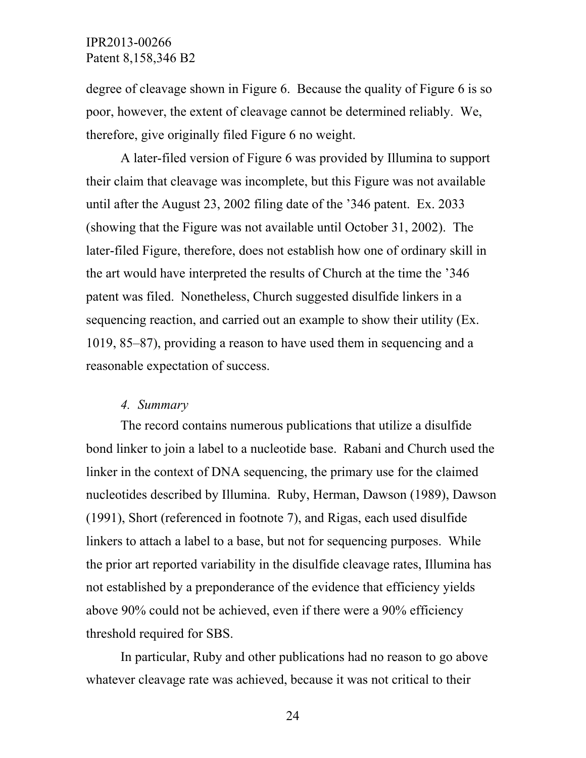degree of cleavage shown in Figure 6. Because the quality of Figure 6 is so poor, however, the extent of cleavage cannot be determined reliably. We, therefore, give originally filed Figure 6 no weight.

A later-filed version of Figure 6 was provided by Illumina to support their claim that cleavage was incomplete, but this Figure was not available until after the August 23, 2002 filing date of the '346 patent. Ex. 2033 (showing that the Figure was not available until October 31, 2002). The later-filed Figure, therefore, does not establish how one of ordinary skill in the art would have interpreted the results of Church at the time the '346 patent was filed. Nonetheless, Church suggested disulfide linkers in a sequencing reaction, and carried out an example to show their utility (Ex. 1019, 85–87), providing a reason to have used them in sequencing and a reasonable expectation of success.

*4. Summary*

The record contains numerous publications that utilize a disulfide bond linker to join a label to a nucleotide base. Rabani and Church used the linker in the context of DNA sequencing, the primary use for the claimed nucleotides described by Illumina. Ruby, Herman, Dawson (1989), Dawson (1991), Short (referenced in footnote 7), and Rigas, each used disulfide linkers to attach a label to a base, but not for sequencing purposes. While the prior art reported variability in the disulfide cleavage rates, Illumina has not established by a preponderance of the evidence that efficiency yields above 90% could not be achieved, even if there were a 90% efficiency threshold required for SBS.

In particular, Ruby and other publications had no reason to go above whatever cleavage rate was achieved, because it was not critical to their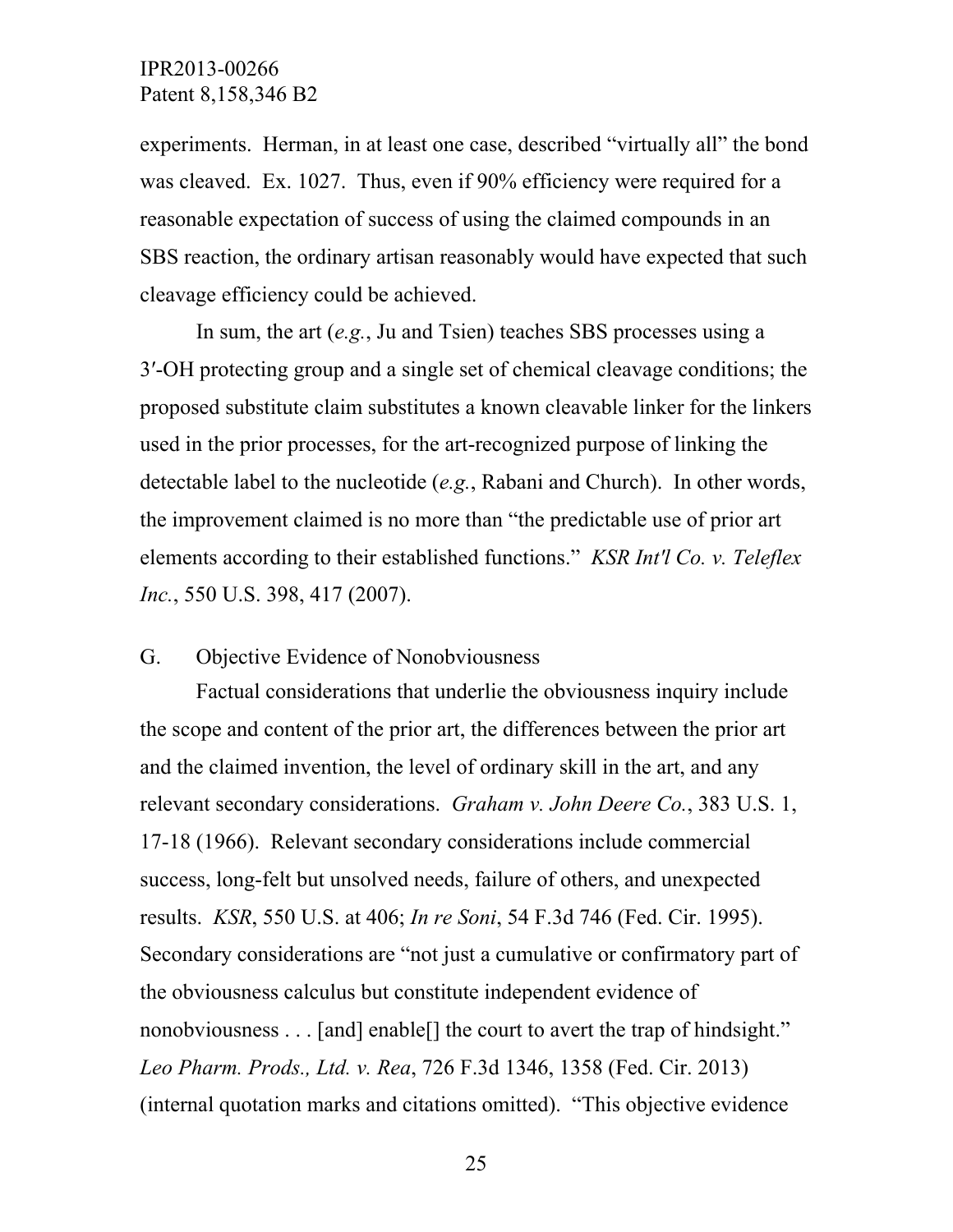experiments. Herman, in at least one case, described "virtually all" the bond was cleaved. Ex. 1027. Thus, even if 90% efficiency were required for a reasonable expectation of success of using the claimed compounds in an SBS reaction, the ordinary artisan reasonably would have expected that such cleavage efficiency could be achieved.

In sum, the art (*e.g.*, Ju and Tsien) teaches SBS processes using a 3′-OH protecting group and a single set of chemical cleavage conditions; the proposed substitute claim substitutes a known cleavable linker for the linkers used in the prior processes, for the art-recognized purpose of linking the detectable label to the nucleotide (*e.g.*, Rabani and Church). In other words, the improvement claimed is no more than "the predictable use of prior art elements according to their established functions." *KSR Int'l Co. v. Teleflex Inc.*, 550 U.S. 398, 417 (2007).

### G. Objective Evidence of Nonobviousness

Factual considerations that underlie the obviousness inquiry include the scope and content of the prior art, the differences between the prior art and the claimed invention, the level of ordinary skill in the art, and any relevant secondary considerations. *Graham v. John Deere Co.*, 383 U.S. 1, 17-18 (1966). Relevant secondary considerations include commercial success, long-felt but unsolved needs, failure of others, and unexpected results. *KSR*, 550 U.S. at 406; *In re Soni*, 54 F.3d 746 (Fed. Cir. 1995). Secondary considerations are "not just a cumulative or confirmatory part of the obviousness calculus but constitute independent evidence of nonobviousness . . . [and] enable[] the court to avert the trap of hindsight." *Leo Pharm. Prods., Ltd. v. Rea*, 726 F.3d 1346, 1358 (Fed. Cir. 2013) (internal quotation marks and citations omitted). "This objective evidence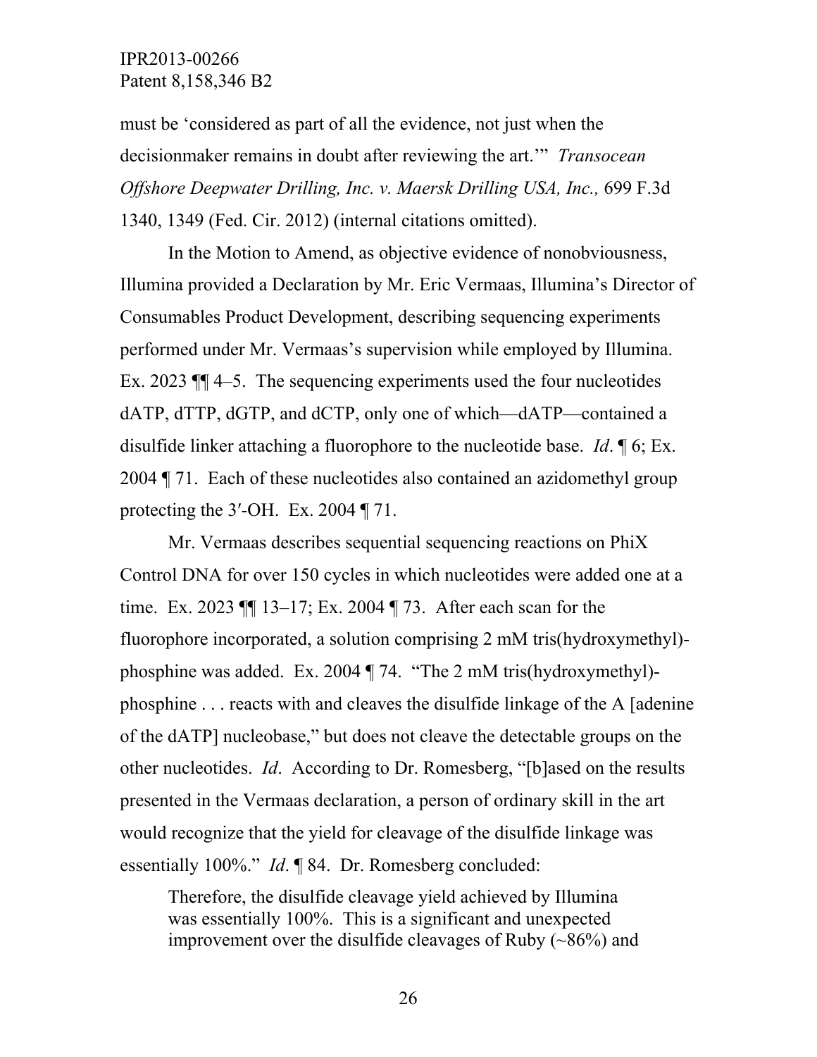must be 'considered as part of all the evidence, not just when the decisionmaker remains in doubt after reviewing the art.'" *Transocean Offshore Deepwater Drilling, Inc. v. Maersk Drilling USA, Inc.,* 699 F.3d 1340, 1349 (Fed. Cir. 2012) (internal citations omitted).

In the Motion to Amend, as objective evidence of nonobviousness, Illumina provided a Declaration by Mr. Eric Vermaas, Illumina's Director of Consumables Product Development, describing sequencing experiments performed under Mr. Vermaas's supervision while employed by Illumina. Ex. 2023 ¶¶ 4–5. The sequencing experiments used the four nucleotides dATP, dTTP, dGTP, and dCTP, only one of which—dATP—contained a disulfide linker attaching a fluorophore to the nucleotide base. *Id*. ¶ 6; Ex. 2004 ¶ 71. Each of these nucleotides also contained an azidomethyl group protecting the 3′-OH. Ex. 2004 ¶ 71.

Mr. Vermaas describes sequential sequencing reactions on PhiX Control DNA for over 150 cycles in which nucleotides were added one at a time. Ex. 2023 ¶¶ 13–17; Ex. 2004 ¶ 73. After each scan for the fluorophore incorporated, a solution comprising 2 mM tris(hydroxymethyl)-phosphine was added. Ex. 2004 ¶ 74. "The 2 mM tris(hydroxymethyl)-phosphine . . . reacts with and cleaves the disulfide linkage of the A [adenine of the dATP] nucleobase," but does not cleave the detectable groups on the other nucleotides. *Id*. According to Dr. Romesberg, "[b]ased on the results presented in the Vermaas declaration, a person of ordinary skill in the art would recognize that the yield for cleavage of the disulfide linkage was essentially 100%." *Id*. ¶ 84. Dr. Romesberg concluded:

> Therefore, the disulfide cleavage yield achieved by Illumina was essentially 100%. This is a significant and unexpected improvement over the disulfide cleavages of Ruby (~86%) and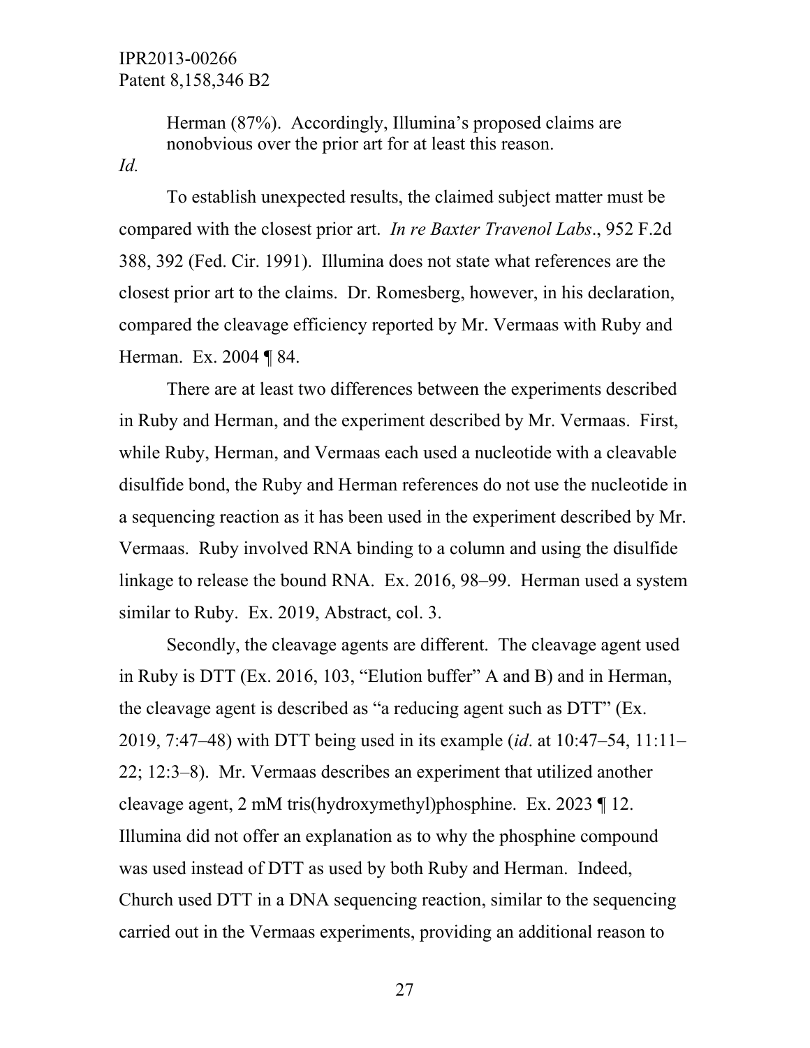> Herman (87%). Accordingly, Illumina's proposed claims are nonobvious over the prior art for at least this reason.

*Id.*

To establish unexpected results, the claimed subject matter must be compared with the closest prior art. *In re Baxter Travenol Labs*., 952 F.2d 388, 392 (Fed. Cir. 1991). Illumina does not state what references are the closest prior art to the claims. Dr. Romesberg, however, in his declaration, compared the cleavage efficiency reported by Mr. Vermaas with Ruby and Herman. Ex. 2004 ¶ 84.

There are at least two differences between the experiments described in Ruby and Herman, and the experiment described by Mr. Vermaas. First, while Ruby, Herman, and Vermaas each used a nucleotide with a cleavable disulfide bond, the Ruby and Herman references do not use the nucleotide in a sequencing reaction as it has been used in the experiment described by Mr. Vermaas. Ruby involved RNA binding to a column and using the disulfide linkage to release the bound RNA. Ex. 2016, 98–99. Herman used a system similar to Ruby. Ex. 2019, Abstract, col. 3.

Secondly, the cleavage agents are different. The cleavage agent used in Ruby is DTT (Ex. 2016, 103, "Elution buffer" A and B) and in Herman, the cleavage agent is described as "a reducing agent such as DTT" (Ex. 2019, 7:47–48) with DTT being used in its example (*id*. at 10:47–54, 11:11–22; 12:3–8). Mr. Vermaas describes an experiment that utilized another cleavage agent, 2 mM tris(hydroxymethyl)phosphine. Ex. 2023 ¶ 12. Illumina did not offer an explanation as to why the phosphine compound was used instead of DTT as used by both Ruby and Herman. Indeed, Church used DTT in a DNA sequencing reaction, similar to the sequencing carried out in the Vermaas experiments, providing an additional reason to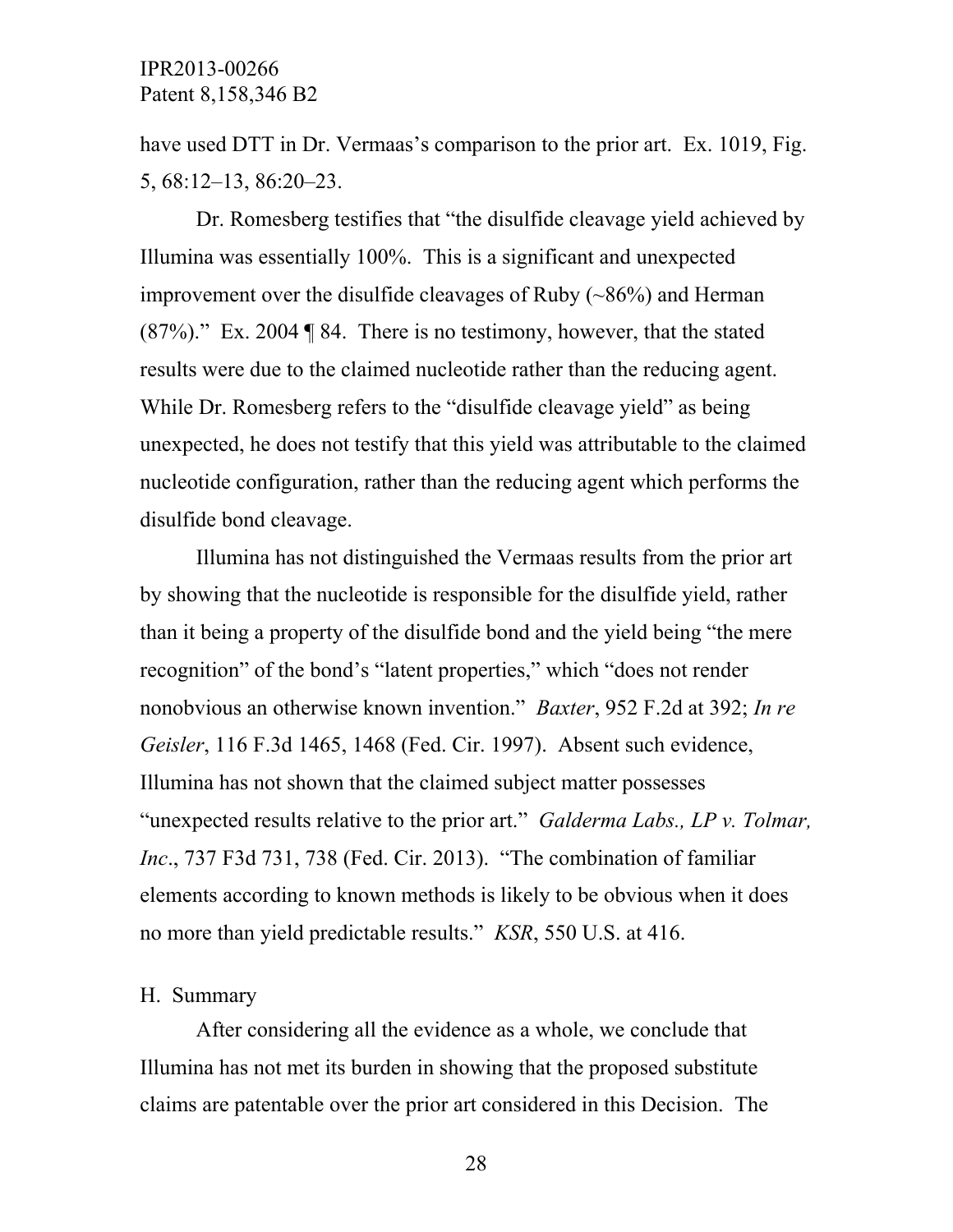have used DTT in Dr. Vermaas's comparison to the prior art. Ex. 1019, Fig. 5, 68:12–13, 86:20–23.

Dr. Romesberg testifies that "the disulfide cleavage yield achieved by Illumina was essentially 100%. This is a significant and unexpected improvement over the disulfide cleavages of Ruby (~86%) and Herman (87%)." Ex. 2004 ¶ 84. There is no testimony, however, that the stated results were due to the claimed nucleotide rather than the reducing agent. While Dr. Romesberg refers to the "disulfide cleavage yield" as being unexpected, he does not testify that this yield was attributable to the claimed nucleotide configuration, rather than the reducing agent which performs the disulfide bond cleavage.

Illumina has not distinguished the Vermaas results from the prior art by showing that the nucleotide is responsible for the disulfide yield, rather than it being a property of the disulfide bond and the yield being "the mere recognition" of the bond's "latent properties," which "does not render nonobvious an otherwise known invention." *Baxter*, 952 F.2d at 392; *In re Geisler*, 116 F.3d 1465, 1468 (Fed. Cir. 1997). Absent such evidence, Illumina has not shown that the claimed subject matter possesses "unexpected results relative to the prior art." *Galderma Labs., LP v. Tolmar, Inc*., 737 F3d 731, 738 (Fed. Cir. 2013). "The combination of familiar elements according to known methods is likely to be obvious when it does no more than yield predictable results." *KSR*, 550 U.S. at 416.

## H. Summary

After considering all the evidence as a whole, we conclude that Illumina has not met its burden in showing that the proposed substitute claims are patentable over the prior art considered in this Decision. The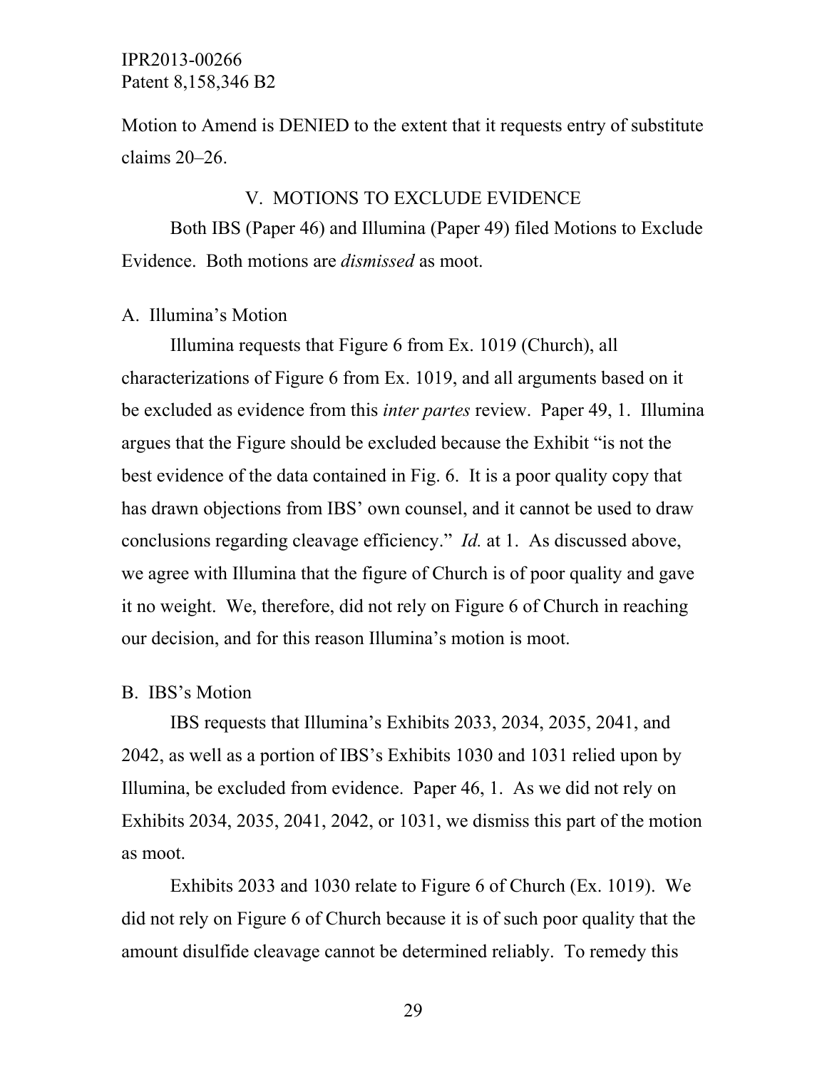Motion to Amend is DENIED to the extent that it requests entry of substitute claims 20–26.

## V. MOTIONS TO EXCLUDE EVIDENCE

Both IBS (Paper 46) and Illumina (Paper 49) filed Motions to Exclude Evidence. Both motions are *dismissed* as moot.

### A. Illumina's Motion

Illumina requests that Figure 6 from Ex. 1019 (Church), all characterizations of Figure 6 from Ex. 1019, and all arguments based on it be excluded as evidence from this *inter partes* review. Paper 49, 1. Illumina argues that the Figure should be excluded because the Exhibit "is not the best evidence of the data contained in Fig. 6. It is a poor quality copy that has drawn objections from IBS' own counsel, and it cannot be used to draw conclusions regarding cleavage efficiency." *Id.* at 1. As discussed above, we agree with Illumina that the figure of Church is of poor quality and gave it no weight. We, therefore, did not rely on Figure 6 of Church in reaching our decision, and for this reason Illumina's motion is moot.

### B. IBS's Motion

IBS requests that Illumina's Exhibits 2033, 2034, 2035, 2041, and 2042, as well as a portion of IBS's Exhibits 1030 and 1031 relied upon by Illumina, be excluded from evidence. Paper 46, 1. As we did not rely on Exhibits 2034, 2035, 2041, 2042, or 1031, we dismiss this part of the motion as moot.

Exhibits 2033 and 1030 relate to Figure 6 of Church (Ex. 1019). We did not rely on Figure 6 of Church because it is of such poor quality that the amount disulfide cleavage cannot be determined reliably. To remedy this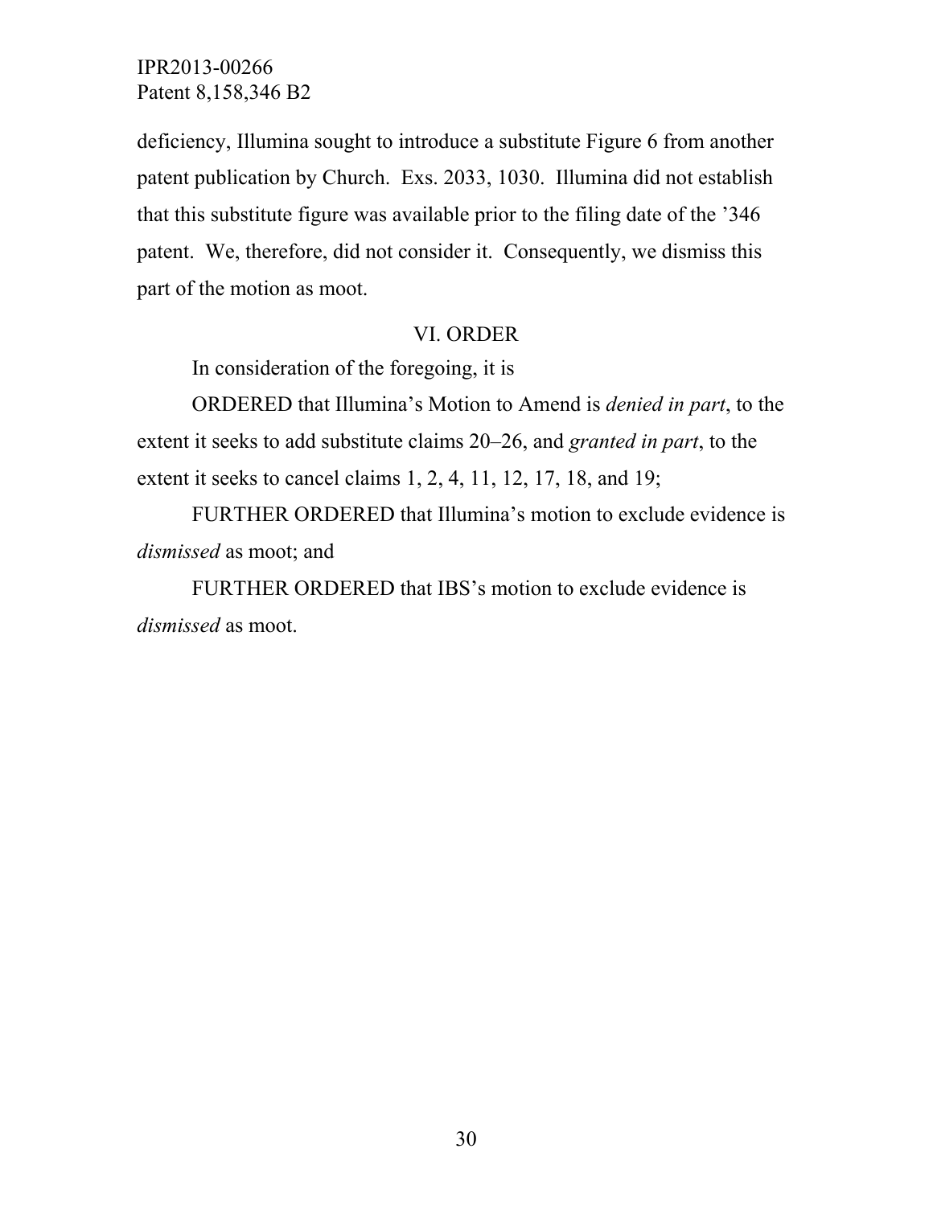deficiency, Illumina sought to introduce a substitute Figure 6 from another patent publication by Church. Exs. 2033, 1030. Illumina did not establish that this substitute figure was available prior to the filing date of the '346 patent. We, therefore, did not consider it. Consequently, we dismiss this part of the motion as moot.

## VI. ORDER

In consideration of the foregoing, it is

ORDERED that Illumina's Motion to Amend is *denied in part*, to the extent it seeks to add substitute claims 20–26, and *granted in part*, to the extent it seeks to cancel claims 1, 2, 4, 11, 12, 17, 18, and 19;

FURTHER ORDERED that Illumina's motion to exclude evidence is *dismissed* as moot; and

FURTHER ORDERED that IBS's motion to exclude evidence is *dismissed* as moot.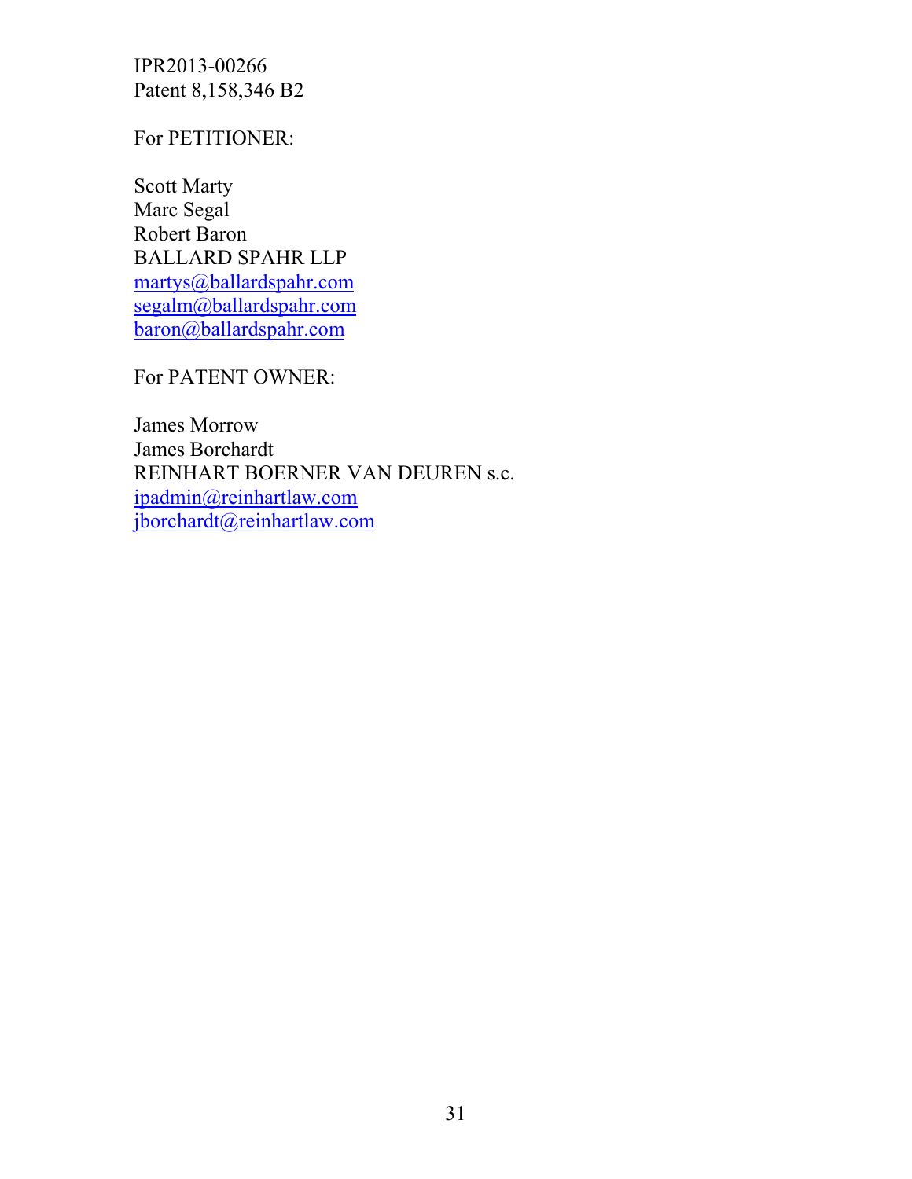IPR2013-00266
Patent 8,158,346 B2

For PETITIONER:

Scott Marty
Marc Segal
Robert Baron
BALLARD SPAHR LLP
martys@ballardspahr.com
segalm@ballardspahr.com
baron@ballardspahr.com

For PATENT OWNER:

James Morrow
James Borchardt
REINHART BOERNER VAN DEUREN s.c.
ipadmin@reinhartlaw.com
jborchardt@reinhartlaw.com